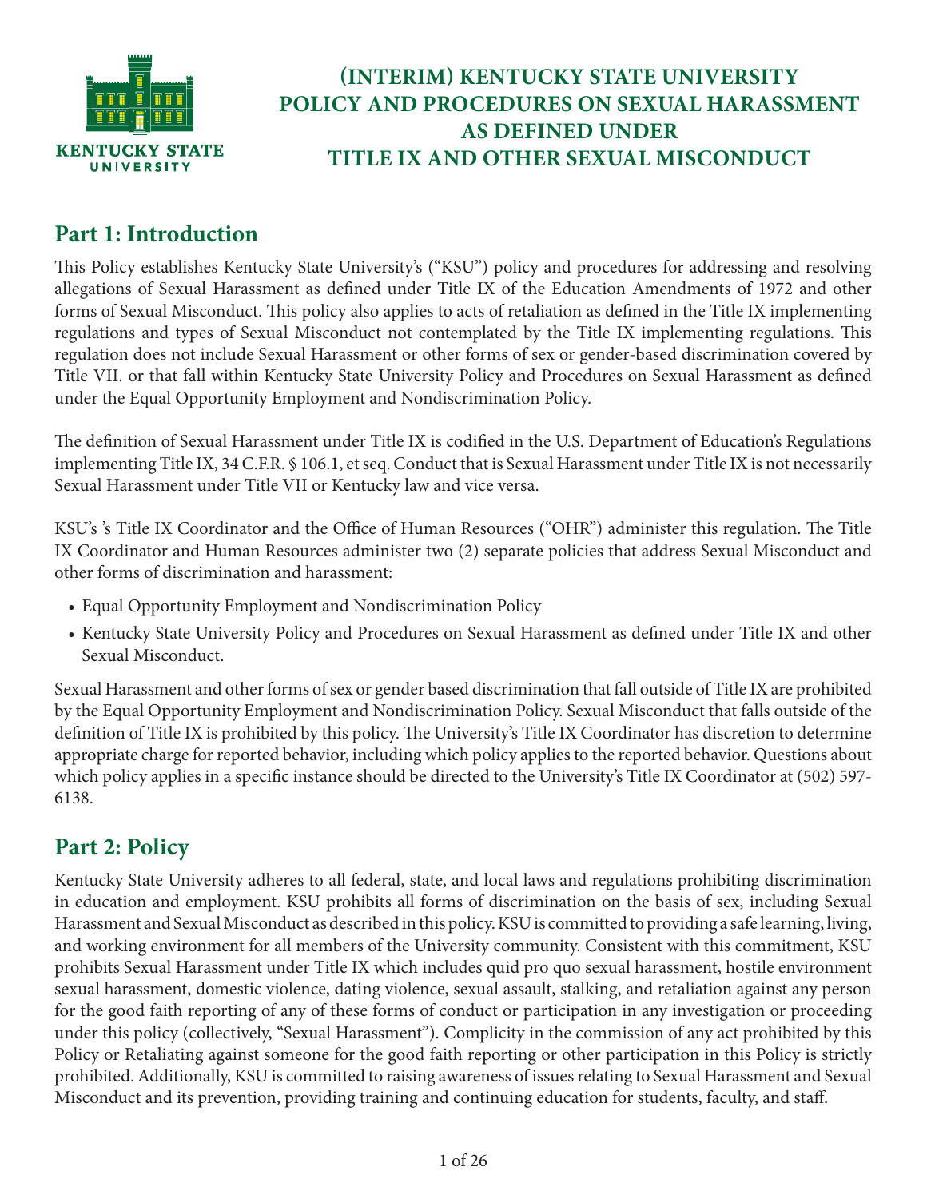# (INTERIM) KENTUCKY STATE UNIVERSITY POLICY AND PROCEDURES ON SEXUAL HARASSMENT AS DEFINED UNDER TITLE IX AND OTHER SEXUAL MISCONDUCT

## Part 1: Introduction

This Policy establishes Kentucky State University's ("KSU") policy and procedures for addressing and resolving allegations of Sexual Harassment as defined under Title IX of the Education Amendments of 1972 and other forms of Sexual Misconduct. This policy also applies to acts of retaliation as defined in the Title IX implementing regulations and types of Sexual Misconduct not contemplated by the Title IX implementing regulations. This regulation does not include Sexual Harassment or other forms of sex or gender-based discrimination covered by Title VII. or that fall within Kentucky State University Policy and Procedures on Sexual Harassment as defined under the Equal Opportunity Employment and Nondiscrimination Policy.

The definition of Sexual Harassment under Title IX is codified in the U.S. Department of Education's Regulations implementing Title IX, 34 C.F.R. § 106.1, et seq. Conduct that is Sexual Harassment under Title IX is not necessarily Sexual Harassment under Title VII or Kentucky law and vice versa.

KSU's 's Title IX Coordinator and the Office of Human Resources ("OHR") administer this regulation. The Title IX Coordinator and Human Resources administer two (2) separate policies that address Sexual Misconduct and other forms of discrimination and harassment:

- Equal Opportunity Employment and Nondiscrimination Policy
- Kentucky State University Policy and Procedures on Sexual Harassment as defined under Title IX and other Sexual Misconduct.

Sexual Harassment and other forms of sex or gender based discrimination that fall outside of Title IX are prohibited by the Equal Opportunity Employment and Nondiscrimination Policy. Sexual Misconduct that falls outside of the definition of Title IX is prohibited by this policy. The University's Title IX Coordinator has discretion to determine appropriate charge for reported behavior, including which policy applies to the reported behavior. Questions about which policy applies in a specific instance should be directed to the University's Title IX Coordinator at (502) 597-6138.

## Part 2: Policy

Kentucky State University adheres to all federal, state, and local laws and regulations prohibiting discrimination in education and employment. KSU prohibits all forms of discrimination on the basis of sex, including Sexual Harassment and Sexual Misconduct as described in this policy. KSU is committed to providing a safe learning, living, and working environment for all members of the University community. Consistent with this commitment, KSU prohibits Sexual Harassment under Title IX which includes quid pro quo sexual harassment, hostile environment sexual harassment, domestic violence, dating violence, sexual assault, stalking, and retaliation against any person for the good faith reporting of any of these forms of conduct or participation in any investigation or proceeding under this policy (collectively, "Sexual Harassment"). Complicity in the commission of any act prohibited by this Policy or Retaliating against someone for the good faith reporting or other participation in this Policy is strictly prohibited. Additionally, KSU is committed to raising awareness of issues relating to Sexual Harassment and Sexual Misconduct and its prevention, providing training and continuing education for students, faculty, and staff.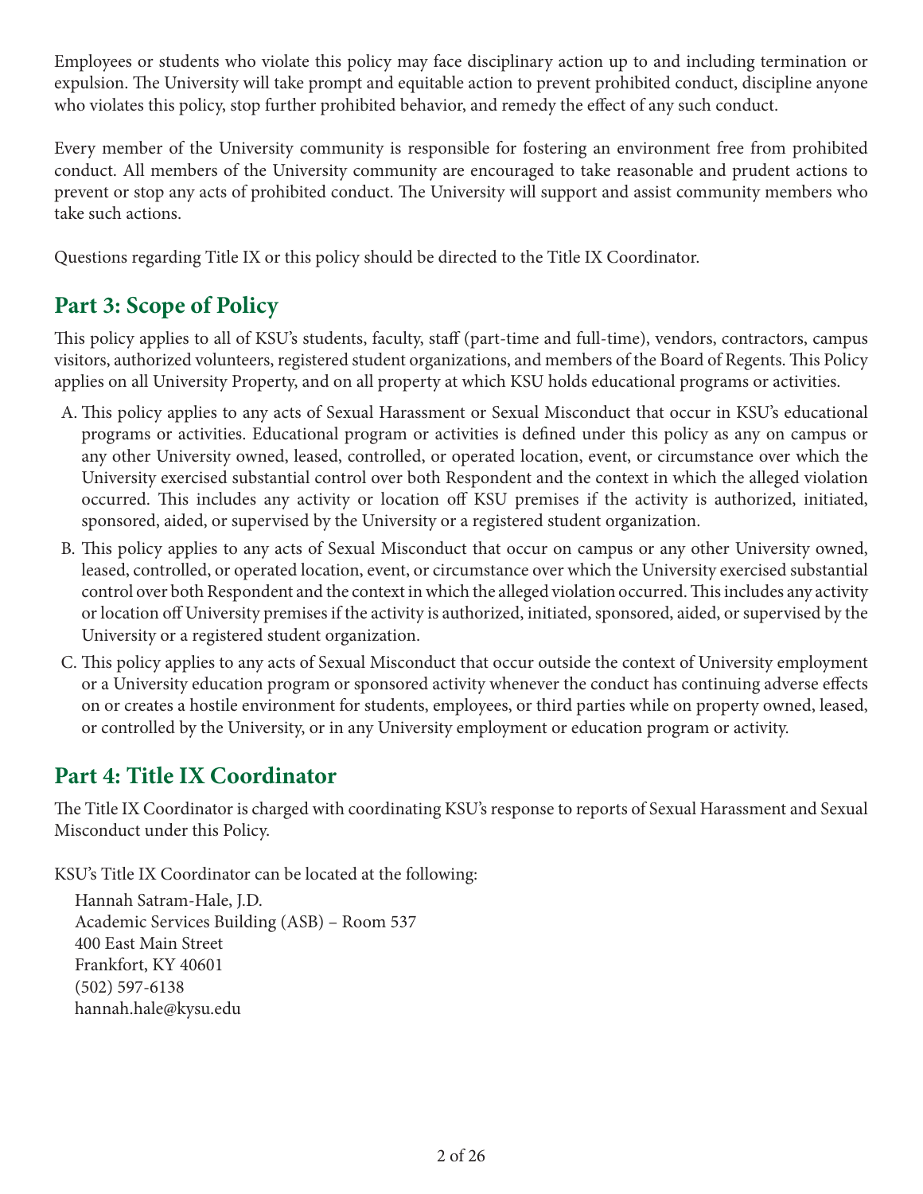Employees or students who violate this policy may face disciplinary action up to and including termination or expulsion. The University will take prompt and equitable action to prevent prohibited conduct, discipline anyone who violates this policy, stop further prohibited behavior, and remedy the effect of any such conduct.

Every member of the University community is responsible for fostering an environment free from prohibited conduct. All members of the University community are encouraged to take reasonable and prudent actions to prevent or stop any acts of prohibited conduct. The University will support and assist community members who take such actions.

Questions regarding Title IX or this policy should be directed to the Title IX Coordinator.

## Part 3: Scope of Policy

This policy applies to all of KSU's students, faculty, staff (part-time and full-time), vendors, contractors, campus visitors, authorized volunteers, registered student organizations, and members of the Board of Regents. This Policy applies on all University Property, and on all property at which KSU holds educational programs or activities.

A. This policy applies to any acts of Sexual Harassment or Sexual Misconduct that occur in KSU's educational programs or activities. Educational program or activities is defined under this policy as any on campus or any other University owned, leased, controlled, or operated location, event, or circumstance over which the University exercised substantial control over both Respondent and the context in which the alleged violation occurred. This includes any activity or location off KSU premises if the activity is authorized, initiated, sponsored, aided, or supervised by the University or a registered student organization.

B. This policy applies to any acts of Sexual Misconduct that occur on campus or any other University owned, leased, controlled, or operated location, event, or circumstance over which the University exercised substantial control over both Respondent and the context in which the alleged violation occurred. This includes any activity or location off University premises if the activity is authorized, initiated, sponsored, aided, or supervised by the University or a registered student organization.

C. This policy applies to any acts of Sexual Misconduct that occur outside the context of University employment or a University education program or sponsored activity whenever the conduct has continuing adverse effects on or creates a hostile environment for students, employees, or third parties while on property owned, leased, or controlled by the University, or in any University employment or education program or activity.

## Part 4: Title IX Coordinator

The Title IX Coordinator is charged with coordinating KSU's response to reports of Sexual Harassment and Sexual Misconduct under this Policy.

KSU's Title IX Coordinator can be located at the following:

Hannah Satram-Hale, J.D.  
Academic Services Building (ASB) – Room 537  
400 East Main Street  
Frankfort, KY 40601  
(502) 597-6138  
hannah.hale@kysu.edu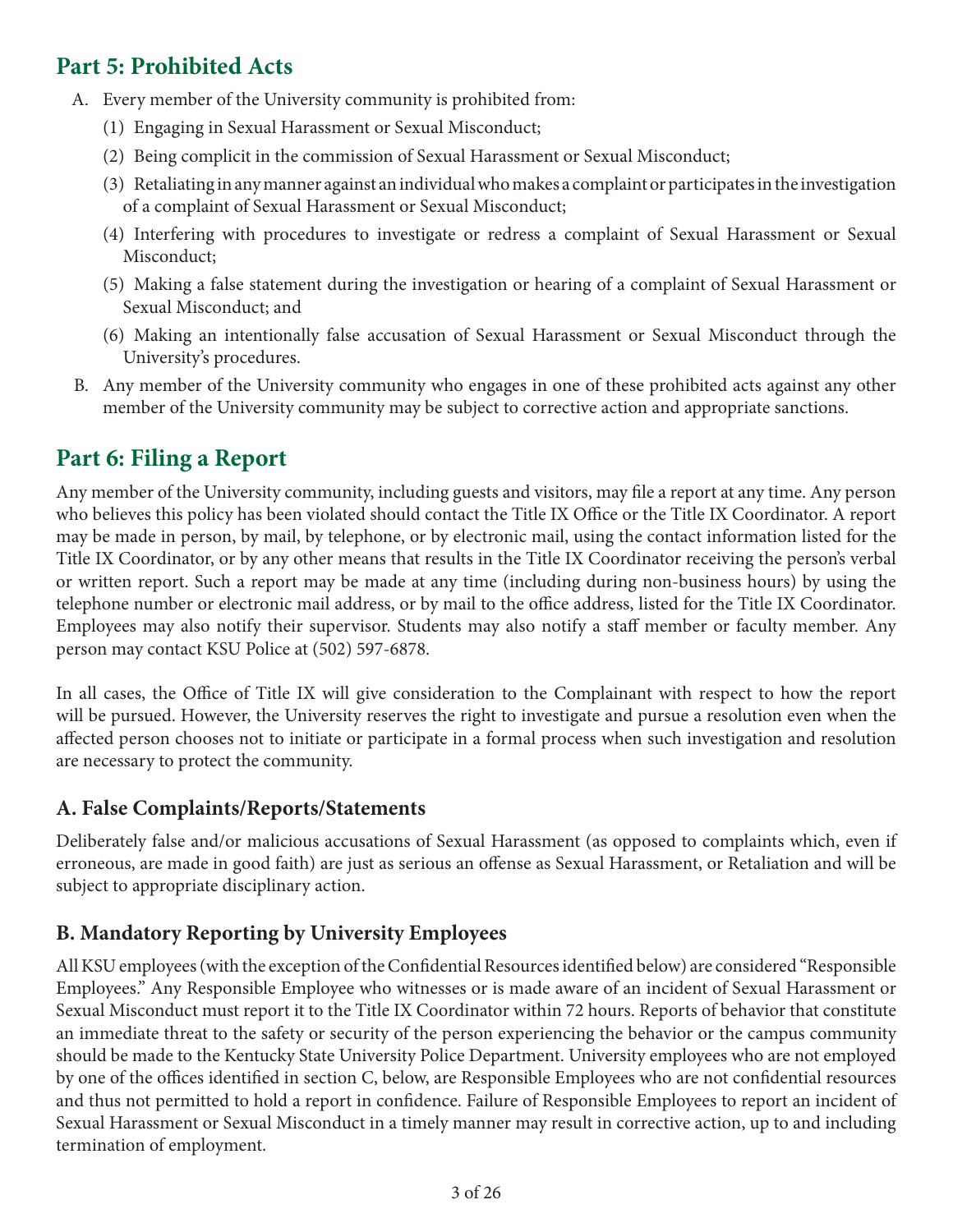## Part 5: Prohibited Acts

A. Every member of the University community is prohibited from:

   (1) Engaging in Sexual Harassment or Sexual Misconduct;

   (2) Being complicit in the commission of Sexual Harassment or Sexual Misconduct;

   (3) Retaliating in any manner against an individual who makes a complaint or participates in the investigation of a complaint of Sexual Harassment or Sexual Misconduct;

   (4) Interfering with procedures to investigate or redress a complaint of Sexual Harassment or Sexual Misconduct;

   (5) Making a false statement during the investigation or hearing of a complaint of Sexual Harassment or Sexual Misconduct; and

   (6) Making an intentionally false accusation of Sexual Harassment or Sexual Misconduct through the University's procedures.

B. Any member of the University community who engages in one of these prohibited acts against any other member of the University community may be subject to corrective action and appropriate sanctions.

## Part 6: Filing a Report

Any member of the University community, including guests and visitors, may file a report at any time. Any person who believes this policy has been violated should contact the Title IX Office or the Title IX Coordinator. A report may be made in person, by mail, by telephone, or by electronic mail, using the contact information listed for the Title IX Coordinator, or by any other means that results in the Title IX Coordinator receiving the person's verbal or written report. Such a report may be made at any time (including during non-business hours) by using the telephone number or electronic mail address, or by mail to the office address, listed for the Title IX Coordinator. Employees may also notify their supervisor. Students may also notify a staff member or faculty member. Any person may contact KSU Police at (502) 597-6878.

In all cases, the Office of Title IX will give consideration to the Complainant with respect to how the report will be pursued. However, the University reserves the right to investigate and pursue a resolution even when the affected person chooses not to initiate or participate in a formal process when such investigation and resolution are necessary to protect the community.

### A. False Complaints/Reports/Statements

Deliberately false and/or malicious accusations of Sexual Harassment (as opposed to complaints which, even if erroneous, are made in good faith) are just as serious an offense as Sexual Harassment, or Retaliation and will be subject to appropriate disciplinary action.

### B. Mandatory Reporting by University Employees

All KSU employees (with the exception of the Confidential Resources identified below) are considered "Responsible Employees." Any Responsible Employee who witnesses or is made aware of an incident of Sexual Harassment or Sexual Misconduct must report it to the Title IX Coordinator within 72 hours. Reports of behavior that constitute an immediate threat to the safety or security of the person experiencing the behavior or the campus community should be made to the Kentucky State University Police Department. University employees who are not employed by one of the offices identified in section C, below, are Responsible Employees who are not confidential resources and thus not permitted to hold a report in confidence. Failure of Responsible Employees to report an incident of Sexual Harassment or Sexual Misconduct in a timely manner may result in corrective action, up to and including termination of employment.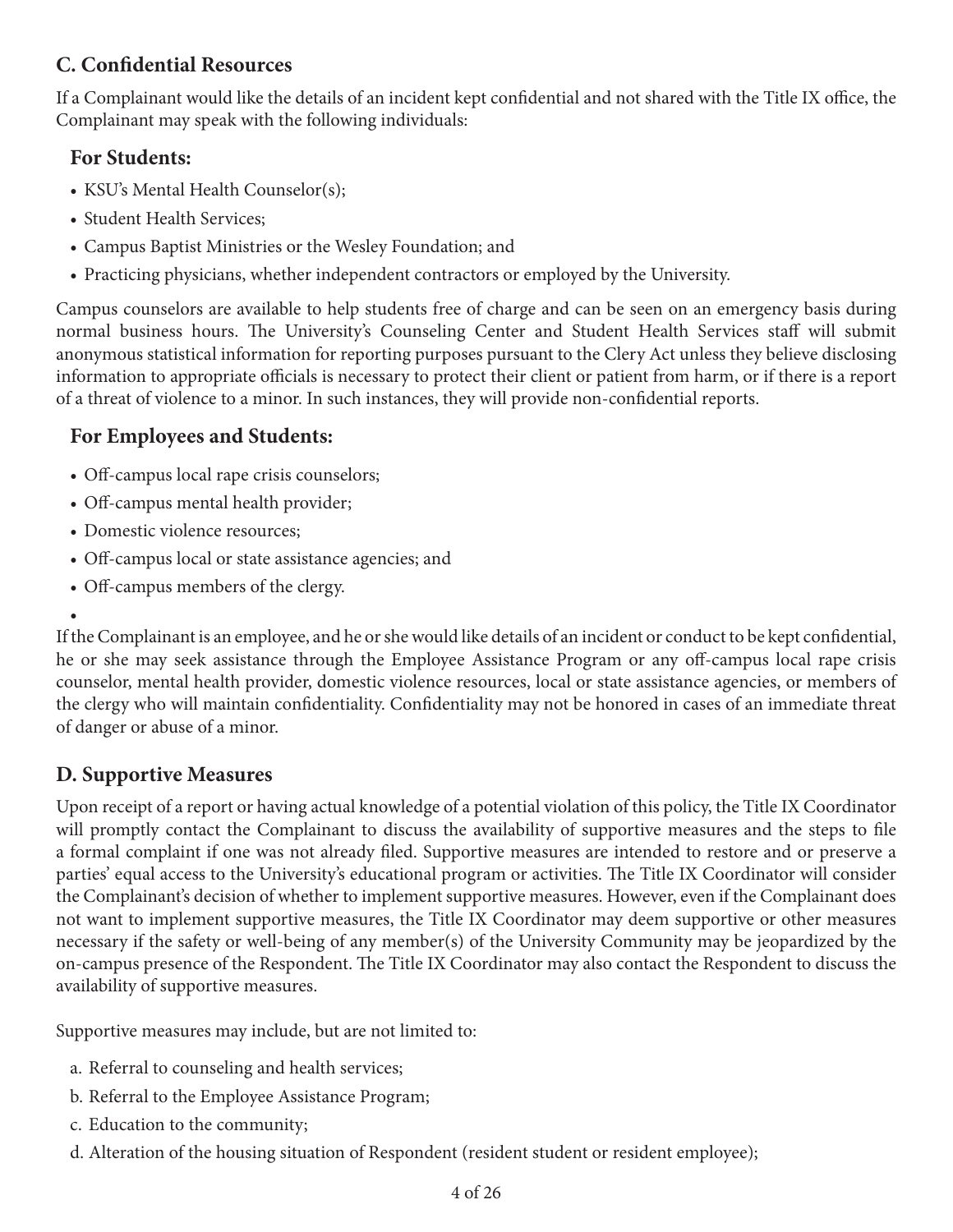## C. Confidential Resources

If a Complainant would like the details of an incident kept confidential and not shared with the Title IX office, the Complainant may speak with the following individuals:

### For Students:

- KSU's Mental Health Counselor(s);
- Student Health Services;
- Campus Baptist Ministries or the Wesley Foundation; and
- Practicing physicians, whether independent contractors or employed by the University.

Campus counselors are available to help students free of charge and can be seen on an emergency basis during normal business hours. The University's Counseling Center and Student Health Services staff will submit anonymous statistical information for reporting purposes pursuant to the Clery Act unless they believe disclosing information to appropriate officials is necessary to protect their client or patient from harm, or if there is a report of a threat of violence to a minor. In such instances, they will provide non-confidential reports.

### For Employees and Students:

- Off-campus local rape crisis counselors;
- Off-campus mental health provider;
- Domestic violence resources;
- Off-campus local or state assistance agencies; and
- Off-campus members of the clergy.

If the Complainant is an employee, and he or she would like details of an incident or conduct to be kept confidential, he or she may seek assistance through the Employee Assistance Program or any off-campus local rape crisis counselor, mental health provider, domestic violence resources, local or state assistance agencies, or members of the clergy who will maintain confidentiality. Confidentiality may not be honored in cases of an immediate threat of danger or abuse of a minor.

## D. Supportive Measures

Upon receipt of a report or having actual knowledge of a potential violation of this policy, the Title IX Coordinator will promptly contact the Complainant to discuss the availability of supportive measures and the steps to file a formal complaint if one was not already filed. Supportive measures are intended to restore and or preserve a parties' equal access to the University's educational program or activities. The Title IX Coordinator will consider the Complainant's decision of whether to implement supportive measures. However, even if the Complainant does not want to implement supportive measures, the Title IX Coordinator may deem supportive or other measures necessary if the safety or well-being of any member(s) of the University Community may be jeopardized by the on-campus presence of the Respondent. The Title IX Coordinator may also contact the Respondent to discuss the availability of supportive measures.

Supportive measures may include, but are not limited to:

a. Referral to counseling and health services;

b. Referral to the Employee Assistance Program;

c. Education to the community;

d. Alteration of the housing situation of Respondent (resident student or resident employee);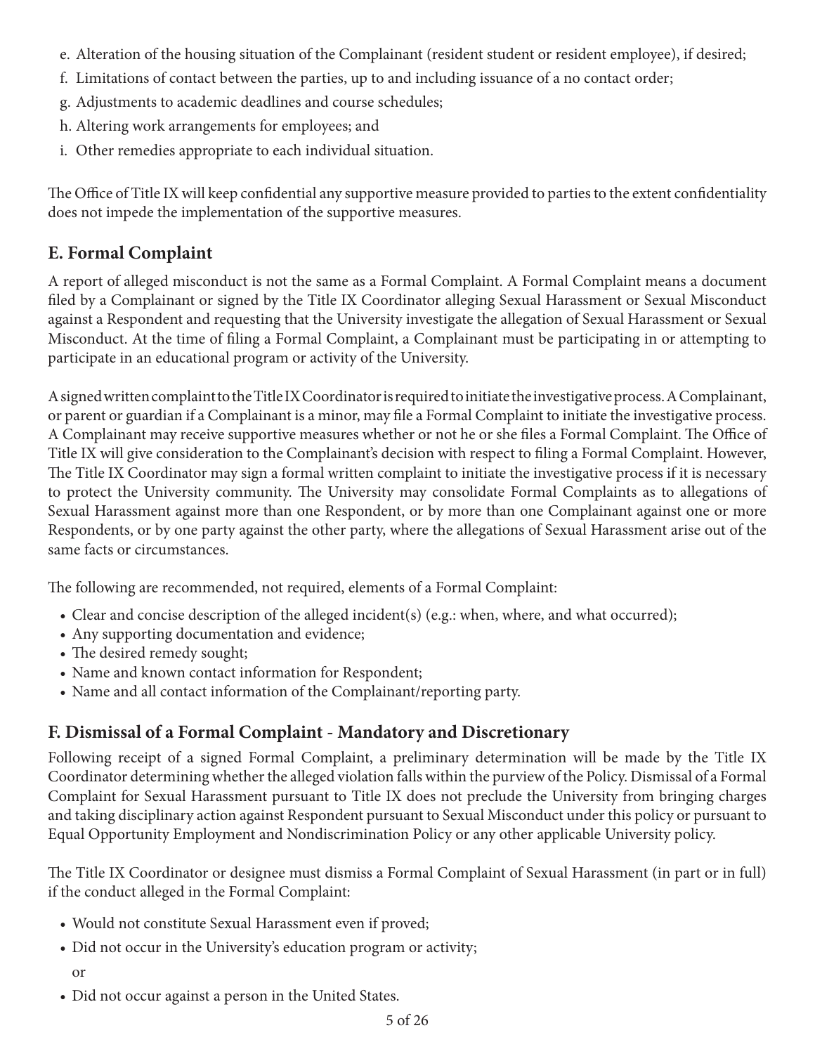e. Alteration of the housing situation of the Complainant (resident student or resident employee), if desired;
f. Limitations of contact between the parties, up to and including issuance of a no contact order;
g. Adjustments to academic deadlines and course schedules;
h. Altering work arrangements for employees; and
i. Other remedies appropriate to each individual situation.

The Office of Title IX will keep confidential any supportive measure provided to parties to the extent confidentiality does not impede the implementation of the supportive measures.

## E. Formal Complaint

A report of alleged misconduct is not the same as a Formal Complaint. A Formal Complaint means a document filed by a Complainant or signed by the Title IX Coordinator alleging Sexual Harassment or Sexual Misconduct against a Respondent and requesting that the University investigate the allegation of Sexual Harassment or Sexual Misconduct. At the time of filing a Formal Complaint, a Complainant must be participating in or attempting to participate in an educational program or activity of the University.

A signed written complaint to the Title IX Coordinator is required to initiate the investigative process. A Complainant, or parent or guardian if a Complainant is a minor, may file a Formal Complaint to initiate the investigative process. A Complainant may receive supportive measures whether or not he or she files a Formal Complaint. The Office of Title IX will give consideration to the Complainant's decision with respect to filing a Formal Complaint. However, The Title IX Coordinator may sign a formal written complaint to initiate the investigative process if it is necessary to protect the University community. The University may consolidate Formal Complaints as to allegations of Sexual Harassment against more than one Respondent, or by more than one Complainant against one or more Respondents, or by one party against the other party, where the allegations of Sexual Harassment arise out of the same facts or circumstances.

The following are recommended, not required, elements of a Formal Complaint:

- Clear and concise description of the alleged incident(s) (e.g.: when, where, and what occurred);
- Any supporting documentation and evidence;
- The desired remedy sought;
- Name and known contact information for Respondent;
- Name and all contact information of the Complainant/reporting party.

## F. Dismissal of a Formal Complaint - Mandatory and Discretionary

Following receipt of a signed Formal Complaint, a preliminary determination will be made by the Title IX Coordinator determining whether the alleged violation falls within the purview of the Policy. Dismissal of a Formal Complaint for Sexual Harassment pursuant to Title IX does not preclude the University from bringing charges and taking disciplinary action against Respondent pursuant to Sexual Misconduct under this policy or pursuant to Equal Opportunity Employment and Nondiscrimination Policy or any other applicable University policy.

The Title IX Coordinator or designee must dismiss a Formal Complaint of Sexual Harassment (in part or in full) if the conduct alleged in the Formal Complaint:

- Would not constitute Sexual Harassment even if proved;
- Did not occur in the University's education program or activity;

  or
- Did not occur against a person in the United States.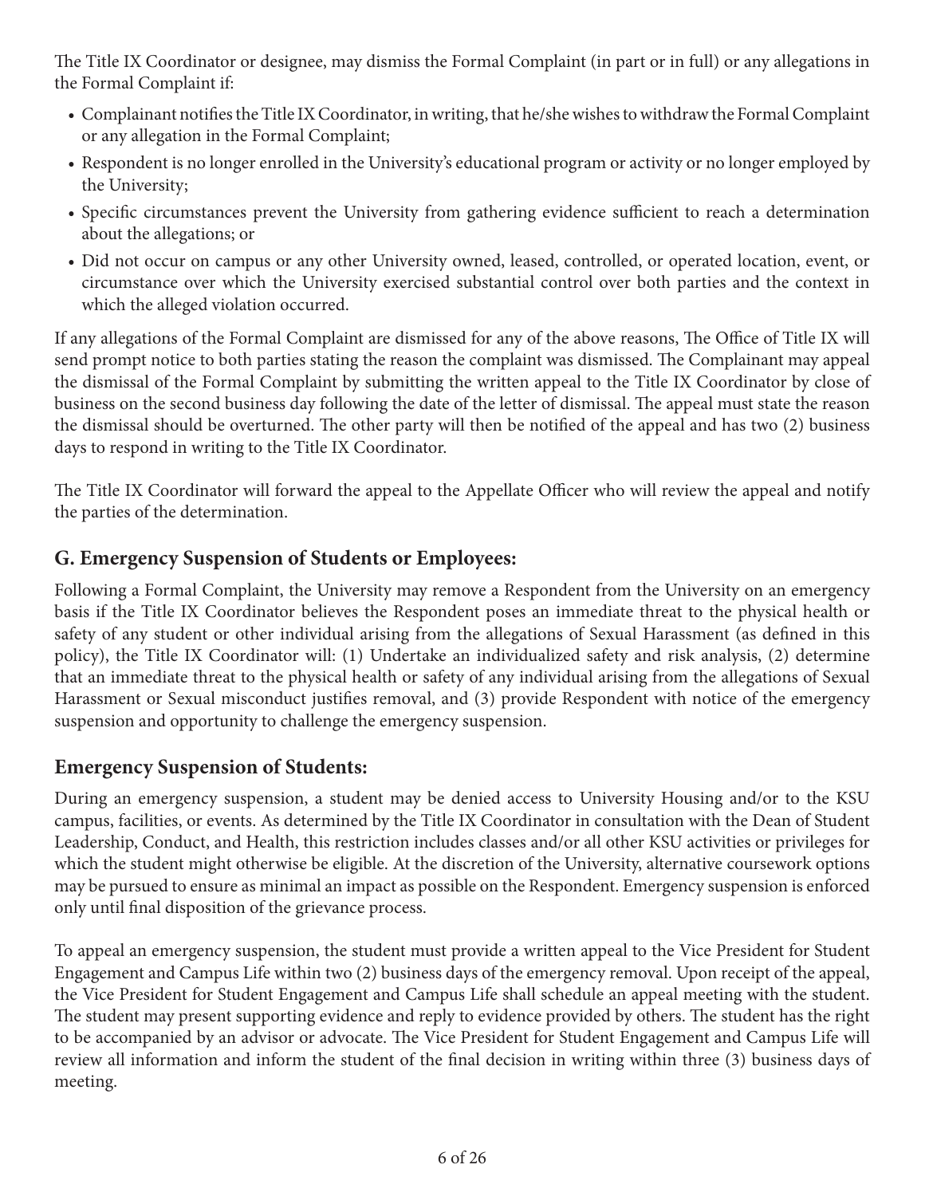The Title IX Coordinator or designee, may dismiss the Formal Complaint (in part or in full) or any allegations in the Formal Complaint if:

- Complainant notifies the Title IX Coordinator, in writing, that he/she wishes to withdraw the Formal Complaint or any allegation in the Formal Complaint;
- Respondent is no longer enrolled in the University's educational program or activity or no longer employed by the University;
- Specific circumstances prevent the University from gathering evidence sufficient to reach a determination about the allegations; or
- Did not occur on campus or any other University owned, leased, controlled, or operated location, event, or circumstance over which the University exercised substantial control over both parties and the context in which the alleged violation occurred.

If any allegations of the Formal Complaint are dismissed for any of the above reasons, The Office of Title IX will send prompt notice to both parties stating the reason the complaint was dismissed. The Complainant may appeal the dismissal of the Formal Complaint by submitting the written appeal to the Title IX Coordinator by close of business on the second business day following the date of the letter of dismissal. The appeal must state the reason the dismissal should be overturned. The other party will then be notified of the appeal and has two (2) business days to respond in writing to the Title IX Coordinator.

The Title IX Coordinator will forward the appeal to the Appellate Officer who will review the appeal and notify the parties of the determination.

## G. Emergency Suspension of Students or Employees:

Following a Formal Complaint, the University may remove a Respondent from the University on an emergency basis if the Title IX Coordinator believes the Respondent poses an immediate threat to the physical health or safety of any student or other individual arising from the allegations of Sexual Harassment (as defined in this policy), the Title IX Coordinator will: (1) Undertake an individualized safety and risk analysis, (2) determine that an immediate threat to the physical health or safety of any individual arising from the allegations of Sexual Harassment or Sexual misconduct justifies removal, and (3) provide Respondent with notice of the emergency suspension and opportunity to challenge the emergency suspension.

## Emergency Suspension of Students:

During an emergency suspension, a student may be denied access to University Housing and/or to the KSU campus, facilities, or events. As determined by the Title IX Coordinator in consultation with the Dean of Student Leadership, Conduct, and Health, this restriction includes classes and/or all other KSU activities or privileges for which the student might otherwise be eligible. At the discretion of the University, alternative coursework options may be pursued to ensure as minimal an impact as possible on the Respondent. Emergency suspension is enforced only until final disposition of the grievance process.

To appeal an emergency suspension, the student must provide a written appeal to the Vice President for Student Engagement and Campus Life within two (2) business days of the emergency removal. Upon receipt of the appeal, the Vice President for Student Engagement and Campus Life shall schedule an appeal meeting with the student. The student may present supporting evidence and reply to evidence provided by others. The student has the right to be accompanied by an advisor or advocate. The Vice President for Student Engagement and Campus Life will review all information and inform the student of the final decision in writing within three (3) business days of meeting.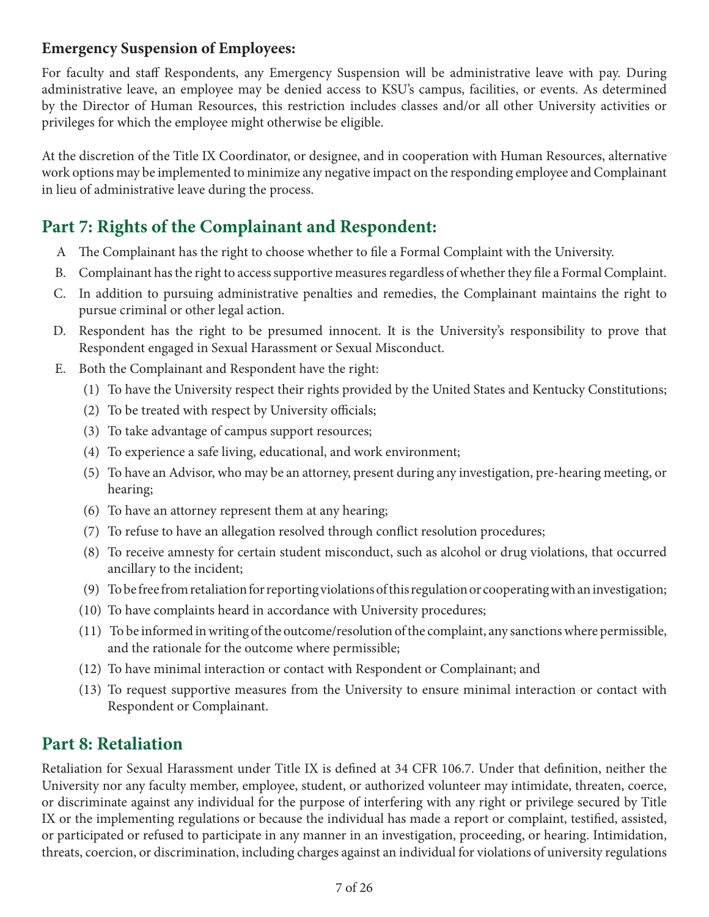**Emergency Suspension of Employees:**

For faculty and staff Respondents, any Emergency Suspension will be administrative leave with pay. During administrative leave, an employee may be denied access to KSU's campus, facilities, or events. As determined by the Director of Human Resources, this restriction includes classes and/or all other University activities or privileges for which the employee might otherwise be eligible.

At the discretion of the Title IX Coordinator, or designee, and in cooperation with Human Resources, alternative work options may be implemented to minimize any negative impact on the responding employee and Complainant in lieu of administrative leave during the process.

## Part 7: Rights of the Complainant and Respondent:

A The Complainant has the right to choose whether to file a Formal Complaint with the University.

B. Complainant has the right to access supportive measures regardless of whether they file a Formal Complaint.

C. In addition to pursuing administrative penalties and remedies, the Complainant maintains the right to pursue criminal or other legal action.

D. Respondent has the right to be presumed innocent. It is the University's responsibility to prove that Respondent engaged in Sexual Harassment or Sexual Misconduct.

E. Both the Complainant and Respondent have the right:

(1) To have the University respect their rights provided by the United States and Kentucky Constitutions;

(2) To be treated with respect by University officials;

(3) To take advantage of campus support resources;

(4) To experience a safe living, educational, and work environment;

(5) To have an Advisor, who may be an attorney, present during any investigation, pre-hearing meeting, or hearing;

(6) To have an attorney represent them at any hearing;

(7) To refuse to have an allegation resolved through conflict resolution procedures;

(8) To receive amnesty for certain student misconduct, such as alcohol or drug violations, that occurred ancillary to the incident;

(9) To be free from retaliation for reporting violations of this regulation or cooperating with an investigation;

(10) To have complaints heard in accordance with University procedures;

(11) To be informed in writing of the outcome/resolution of the complaint, any sanctions where permissible, and the rationale for the outcome where permissible;

(12) To have minimal interaction or contact with Respondent or Complainant; and

(13) To request supportive measures from the University to ensure minimal interaction or contact with Respondent or Complainant.

## Part 8: Retaliation

Retaliation for Sexual Harassment under Title IX is defined at 34 CFR 106.7. Under that definition, neither the University nor any faculty member, employee, student, or authorized volunteer may intimidate, threaten, coerce, or discriminate against any individual for the purpose of interfering with any right or privilege secured by Title IX or the implementing regulations or because the individual has made a report or complaint, testified, assisted, or participated or refused to participate in any manner in an investigation, proceeding, or hearing. Intimidation, threats, coercion, or discrimination, including charges against an individual for violations of university regulations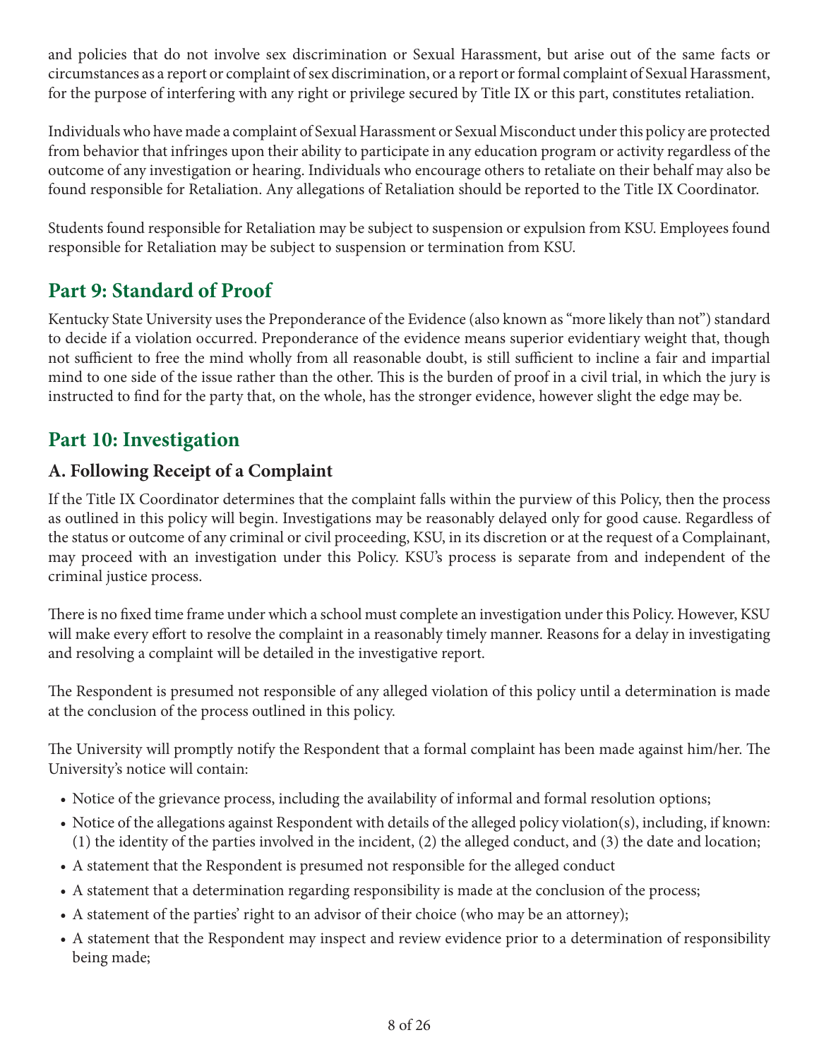and policies that do not involve sex discrimination or Sexual Harassment, but arise out of the same facts or circumstances as a report or complaint of sex discrimination, or a report or formal complaint of Sexual Harassment, for the purpose of interfering with any right or privilege secured by Title IX or this part, constitutes retaliation.

Individuals who have made a complaint of Sexual Harassment or Sexual Misconduct under this policy are protected from behavior that infringes upon their ability to participate in any education program or activity regardless of the outcome of any investigation or hearing. Individuals who encourage others to retaliate on their behalf may also be found responsible for Retaliation. Any allegations of Retaliation should be reported to the Title IX Coordinator.

Students found responsible for Retaliation may be subject to suspension or expulsion from KSU. Employees found responsible for Retaliation may be subject to suspension or termination from KSU.

## Part 9: Standard of Proof

Kentucky State University uses the Preponderance of the Evidence (also known as "more likely than not") standard to decide if a violation occurred. Preponderance of the evidence means superior evidentiary weight that, though not sufficient to free the mind wholly from all reasonable doubt, is still sufficient to incline a fair and impartial mind to one side of the issue rather than the other. This is the burden of proof in a civil trial, in which the jury is instructed to find for the party that, on the whole, has the stronger evidence, however slight the edge may be.

## Part 10: Investigation

### A. Following Receipt of a Complaint

If the Title IX Coordinator determines that the complaint falls within the purview of this Policy, then the process as outlined in this policy will begin. Investigations may be reasonably delayed only for good cause. Regardless of the status or outcome of any criminal or civil proceeding, KSU, in its discretion or at the request of a Complainant, may proceed with an investigation under this Policy. KSU's process is separate from and independent of the criminal justice process.

There is no fixed time frame under which a school must complete an investigation under this Policy. However, KSU will make every effort to resolve the complaint in a reasonably timely manner. Reasons for a delay in investigating and resolving a complaint will be detailed in the investigative report.

The Respondent is presumed not responsible of any alleged violation of this policy until a determination is made at the conclusion of the process outlined in this policy.

The University will promptly notify the Respondent that a formal complaint has been made against him/her. The University's notice will contain:

- Notice of the grievance process, including the availability of informal and formal resolution options;
- Notice of the allegations against Respondent with details of the alleged policy violation(s), including, if known: (1) the identity of the parties involved in the incident, (2) the alleged conduct, and (3) the date and location;
- A statement that the Respondent is presumed not responsible for the alleged conduct
- A statement that a determination regarding responsibility is made at the conclusion of the process;
- A statement of the parties' right to an advisor of their choice (who may be an attorney);
- A statement that the Respondent may inspect and review evidence prior to a determination of responsibility being made;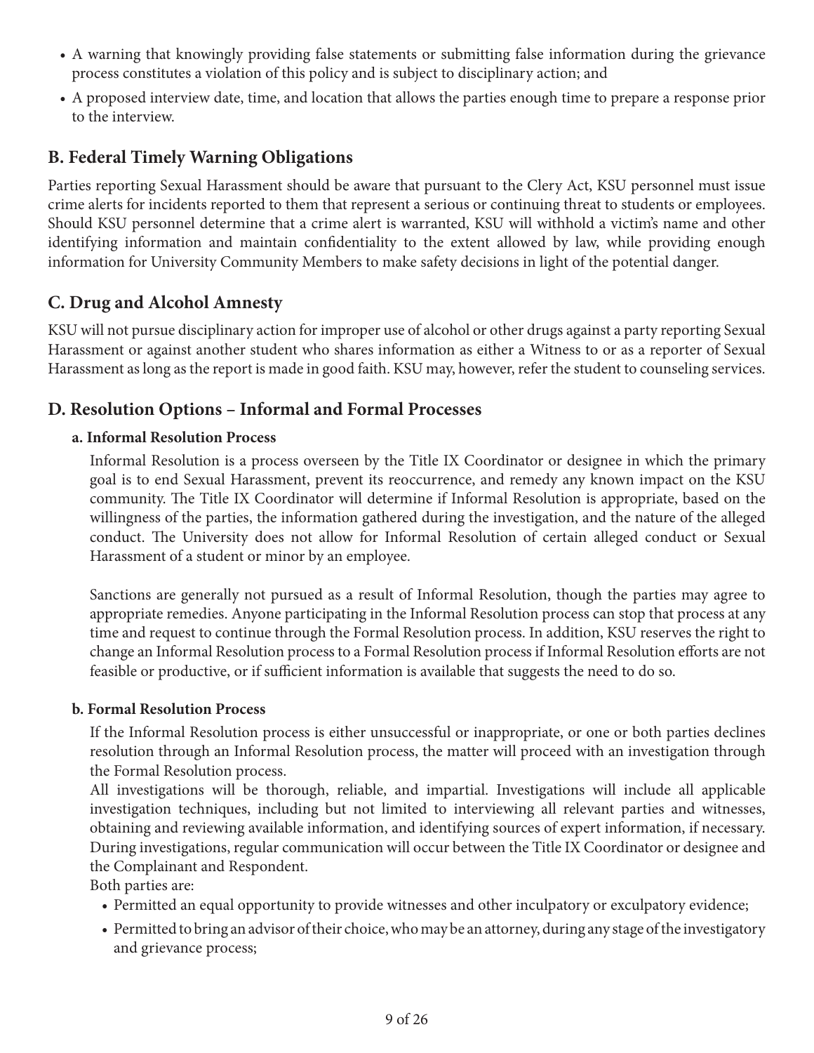- A warning that knowingly providing false statements or submitting false information during the grievance process constitutes a violation of this policy and is subject to disciplinary action; and
- A proposed interview date, time, and location that allows the parties enough time to prepare a response prior to the interview.

## B. Federal Timely Warning Obligations

Parties reporting Sexual Harassment should be aware that pursuant to the Clery Act, KSU personnel must issue crime alerts for incidents reported to them that represent a serious or continuing threat to students or employees. Should KSU personnel determine that a crime alert is warranted, KSU will withhold a victim's name and other identifying information and maintain confidentiality to the extent allowed by law, while providing enough information for University Community Members to make safety decisions in light of the potential danger.

## C. Drug and Alcohol Amnesty

KSU will not pursue disciplinary action for improper use of alcohol or other drugs against a party reporting Sexual Harassment or against another student who shares information as either a Witness to or as a reporter of Sexual Harassment as long as the report is made in good faith. KSU may, however, refer the student to counseling services.

## D. Resolution Options – Informal and Formal Processes

### a. Informal Resolution Process

Informal Resolution is a process overseen by the Title IX Coordinator or designee in which the primary goal is to end Sexual Harassment, prevent its reoccurrence, and remedy any known impact on the KSU community. The Title IX Coordinator will determine if Informal Resolution is appropriate, based on the willingness of the parties, the information gathered during the investigation, and the nature of the alleged conduct. The University does not allow for Informal Resolution of certain alleged conduct or Sexual Harassment of a student or minor by an employee.

Sanctions are generally not pursued as a result of Informal Resolution, though the parties may agree to appropriate remedies. Anyone participating in the Informal Resolution process can stop that process at any time and request to continue through the Formal Resolution process. In addition, KSU reserves the right to change an Informal Resolution process to a Formal Resolution process if Informal Resolution efforts are not feasible or productive, or if sufficient information is available that suggests the need to do so.

### b. Formal Resolution Process

If the Informal Resolution process is either unsuccessful or inappropriate, or one or both parties declines resolution through an Informal Resolution process, the matter will proceed with an investigation through the Formal Resolution process.

All investigations will be thorough, reliable, and impartial. Investigations will include all applicable investigation techniques, including but not limited to interviewing all relevant parties and witnesses, obtaining and reviewing available information, and identifying sources of expert information, if necessary. During investigations, regular communication will occur between the Title IX Coordinator or designee and the Complainant and Respondent.

Both parties are:

- Permitted an equal opportunity to provide witnesses and other inculpatory or exculpatory evidence;
- Permitted to bring an advisor of their choice, who may be an attorney, during any stage of the investigatory and grievance process;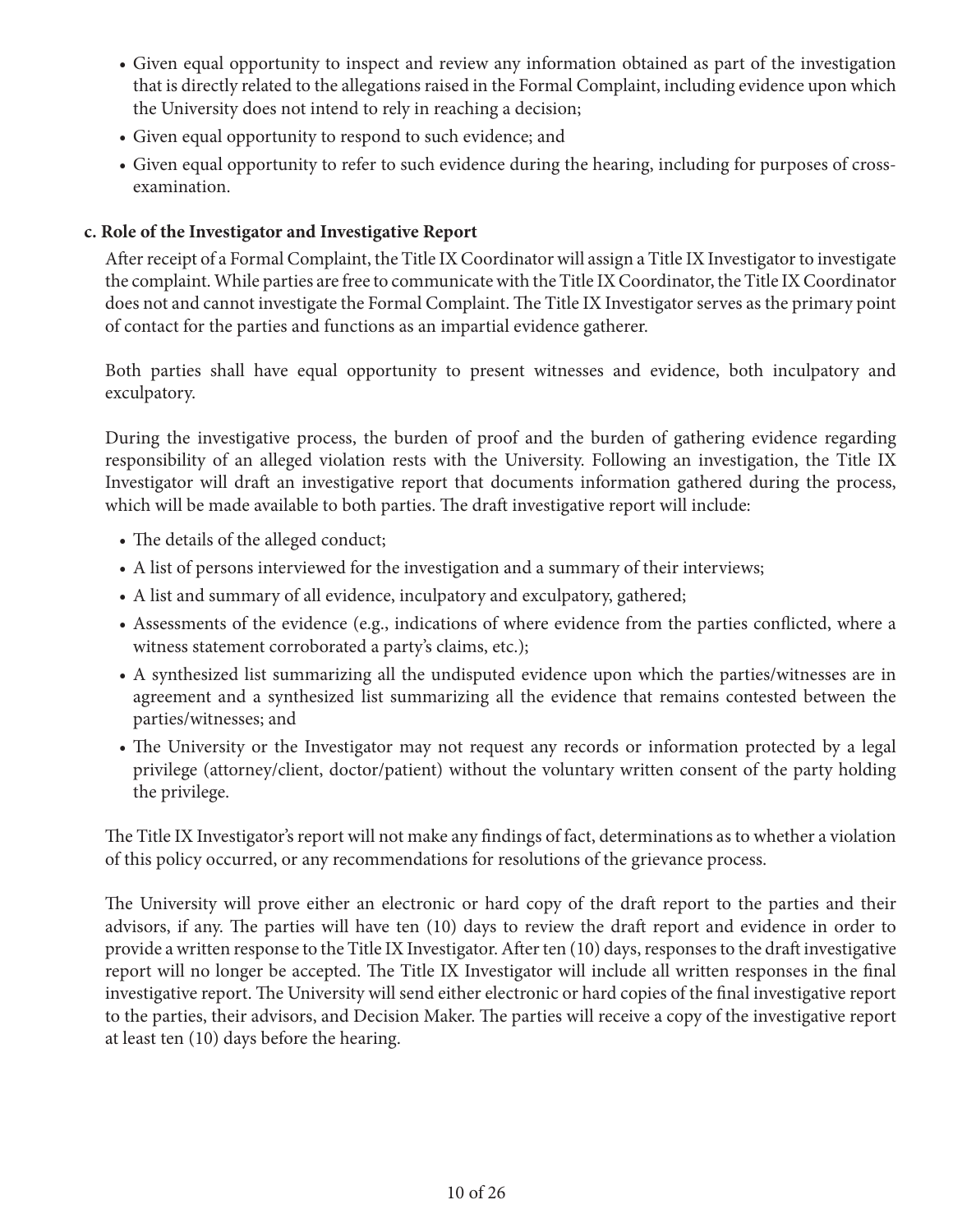- Given equal opportunity to inspect and review any information obtained as part of the investigation that is directly related to the allegations raised in the Formal Complaint, including evidence upon which the University does not intend to rely in reaching a decision;
- Given equal opportunity to respond to such evidence; and
- Given equal opportunity to refer to such evidence during the hearing, including for purposes of cross-examination.

**c. Role of the Investigator and Investigative Report**

After receipt of a Formal Complaint, the Title IX Coordinator will assign a Title IX Investigator to investigate the complaint. While parties are free to communicate with the Title IX Coordinator, the Title IX Coordinator does not and cannot investigate the Formal Complaint. The Title IX Investigator serves as the primary point of contact for the parties and functions as an impartial evidence gatherer.

Both parties shall have equal opportunity to present witnesses and evidence, both inculpatory and exculpatory.

During the investigative process, the burden of proof and the burden of gathering evidence regarding responsibility of an alleged violation rests with the University. Following an investigation, the Title IX Investigator will draft an investigative report that documents information gathered during the process, which will be made available to both parties. The draft investigative report will include:

- The details of the alleged conduct;
- A list of persons interviewed for the investigation and a summary of their interviews;
- A list and summary of all evidence, inculpatory and exculpatory, gathered;
- Assessments of the evidence (e.g., indications of where evidence from the parties conflicted, where a witness statement corroborated a party's claims, etc.);
- A synthesized list summarizing all the undisputed evidence upon which the parties/witnesses are in agreement and a synthesized list summarizing all the evidence that remains contested between the parties/witnesses; and
- The University or the Investigator may not request any records or information protected by a legal privilege (attorney/client, doctor/patient) without the voluntary written consent of the party holding the privilege.

The Title IX Investigator's report will not make any findings of fact, determinations as to whether a violation of this policy occurred, or any recommendations for resolutions of the grievance process.

The University will prove either an electronic or hard copy of the draft report to the parties and their advisors, if any. The parties will have ten (10) days to review the draft report and evidence in order to provide a written response to the Title IX Investigator. After ten (10) days, responses to the draft investigative report will no longer be accepted. The Title IX Investigator will include all written responses in the final investigative report. The University will send either electronic or hard copies of the final investigative report to the parties, their advisors, and Decision Maker. The parties will receive a copy of the investigative report at least ten (10) days before the hearing.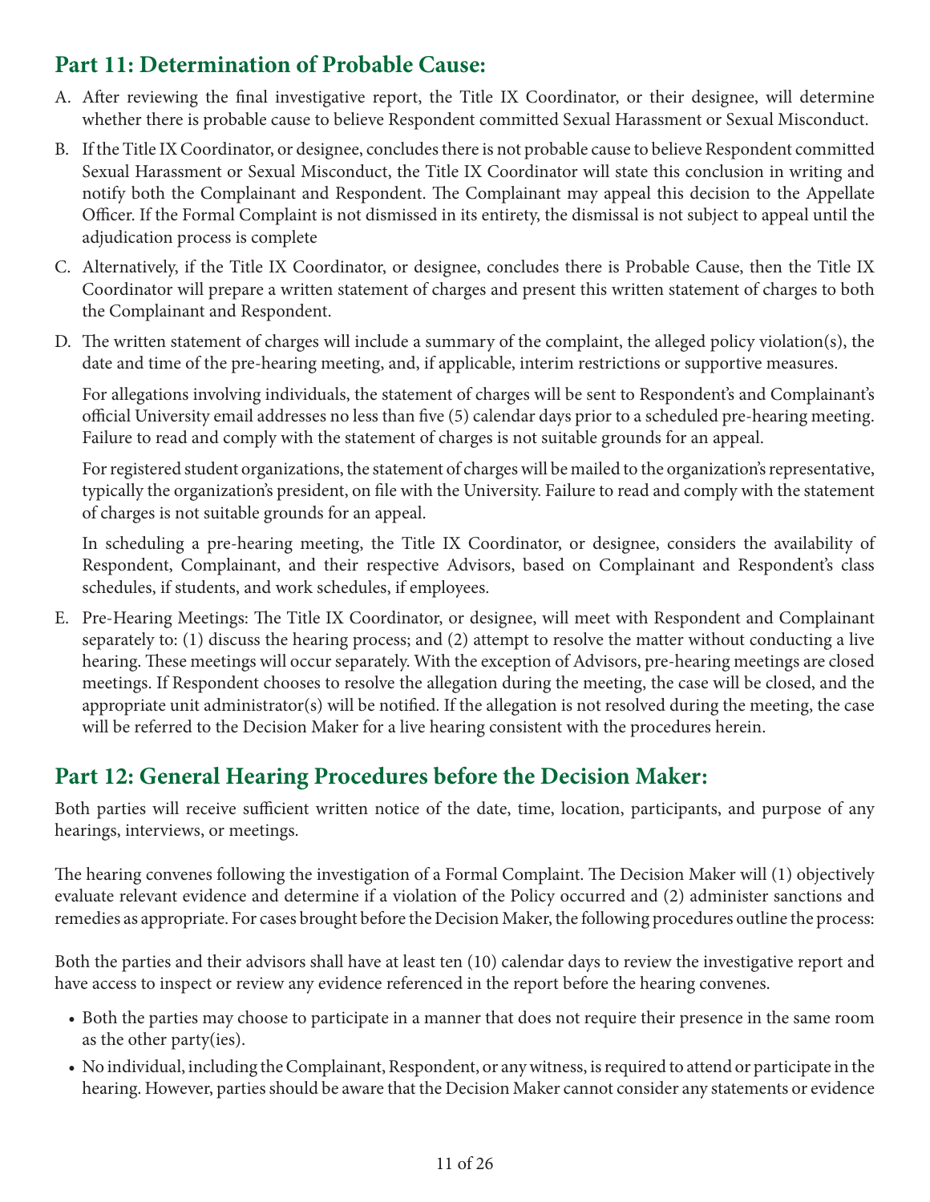## Part 11: Determination of Probable Cause:

A. After reviewing the final investigative report, the Title IX Coordinator, or their designee, will determine whether there is probable cause to believe Respondent committed Sexual Harassment or Sexual Misconduct.

B. If the Title IX Coordinator, or designee, concludes there is not probable cause to believe Respondent committed Sexual Harassment or Sexual Misconduct, the Title IX Coordinator will state this conclusion in writing and notify both the Complainant and Respondent. The Complainant may appeal this decision to the Appellate Officer. If the Formal Complaint is not dismissed in its entirety, the dismissal is not subject to appeal until the adjudication process is complete

C. Alternatively, if the Title IX Coordinator, or designee, concludes there is Probable Cause, then the Title IX Coordinator will prepare a written statement of charges and present this written statement of charges to both the Complainant and Respondent.

D. The written statement of charges will include a summary of the complaint, the alleged policy violation(s), the date and time of the pre-hearing meeting, and, if applicable, interim restrictions or supportive measures.

   For allegations involving individuals, the statement of charges will be sent to Respondent's and Complainant's official University email addresses no less than five (5) calendar days prior to a scheduled pre-hearing meeting. Failure to read and comply with the statement of charges is not suitable grounds for an appeal.

   For registered student organizations, the statement of charges will be mailed to the organization's representative, typically the organization's president, on file with the University. Failure to read and comply with the statement of charges is not suitable grounds for an appeal.

   In scheduling a pre-hearing meeting, the Title IX Coordinator, or designee, considers the availability of Respondent, Complainant, and their respective Advisors, based on Complainant and Respondent's class schedules, if students, and work schedules, if employees.

E. Pre-Hearing Meetings: The Title IX Coordinator, or designee, will meet with Respondent and Complainant separately to: (1) discuss the hearing process; and (2) attempt to resolve the matter without conducting a live hearing. These meetings will occur separately. With the exception of Advisors, pre-hearing meetings are closed meetings. If Respondent chooses to resolve the allegation during the meeting, the case will be closed, and the appropriate unit administrator(s) will be notified. If the allegation is not resolved during the meeting, the case will be referred to the Decision Maker for a live hearing consistent with the procedures herein.

## Part 12: General Hearing Procedures before the Decision Maker:

Both parties will receive sufficient written notice of the date, time, location, participants, and purpose of any hearings, interviews, or meetings.

The hearing convenes following the investigation of a Formal Complaint. The Decision Maker will (1) objectively evaluate relevant evidence and determine if a violation of the Policy occurred and (2) administer sanctions and remedies as appropriate. For cases brought before the Decision Maker, the following procedures outline the process:

Both the parties and their advisors shall have at least ten (10) calendar days to review the investigative report and have access to inspect or review any evidence referenced in the report before the hearing convenes.

- Both the parties may choose to participate in a manner that does not require their presence in the same room as the other party(ies).
- No individual, including the Complainant, Respondent, or any witness, is required to attend or participate in the hearing. However, parties should be aware that the Decision Maker cannot consider any statements or evidence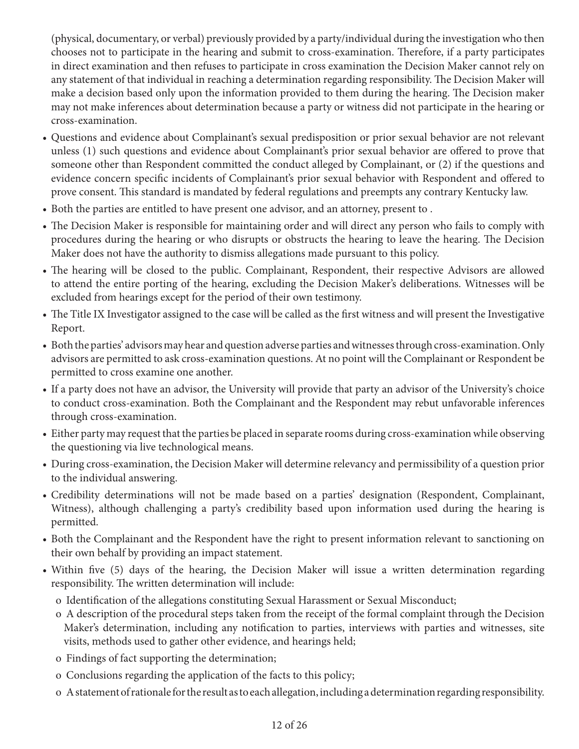(physical, documentary, or verbal) previously provided by a party/individual during the investigation who then chooses not to participate in the hearing and submit to cross-examination. Therefore, if a party participates in direct examination and then refuses to participate in cross examination the Decision Maker cannot rely on any statement of that individual in reaching a determination regarding responsibility. The Decision Maker will make a decision based only upon the information provided to them during the hearing. The Decision maker may not make inferences about determination because a party or witness did not participate in the hearing or cross-examination.

- Questions and evidence about Complainant's sexual predisposition or prior sexual behavior are not relevant unless (1) such questions and evidence about Complainant's prior sexual behavior are offered to prove that someone other than Respondent committed the conduct alleged by Complainant, or (2) if the questions and evidence concern specific incidents of Complainant's prior sexual behavior with Respondent and offered to prove consent. This standard is mandated by federal regulations and preempts any contrary Kentucky law.
- Both the parties are entitled to have present one advisor, and an attorney, present to .
- The Decision Maker is responsible for maintaining order and will direct any person who fails to comply with procedures during the hearing or who disrupts or obstructs the hearing to leave the hearing. The Decision Maker does not have the authority to dismiss allegations made pursuant to this policy.
- The hearing will be closed to the public. Complainant, Respondent, their respective Advisors are allowed to attend the entire porting of the hearing, excluding the Decision Maker's deliberations. Witnesses will be excluded from hearings except for the period of their own testimony.
- The Title IX Investigator assigned to the case will be called as the first witness and will present the Investigative Report.
- Both the parties' advisors may hear and question adverse parties and witnesses through cross-examination. Only advisors are permitted to ask cross-examination questions. At no point will the Complainant or Respondent be permitted to cross examine one another.
- If a party does not have an advisor, the University will provide that party an advisor of the University's choice to conduct cross-examination. Both the Complainant and the Respondent may rebut unfavorable inferences through cross-examination.
- Either party may request that the parties be placed in separate rooms during cross-examination while observing the questioning via live technological means.
- During cross-examination, the Decision Maker will determine relevancy and permissibility of a question prior to the individual answering.
- Credibility determinations will not be made based on a parties' designation (Respondent, Complainant, Witness), although challenging a party's credibility based upon information used during the hearing is permitted.
- Both the Complainant and the Respondent have the right to present information relevant to sanctioning on their own behalf by providing an impact statement.
- Within five (5) days of the hearing, the Decision Maker will issue a written determination regarding responsibility. The written determination will include:
    - o Identification of the allegations constituting Sexual Harassment or Sexual Misconduct;
    - o A description of the procedural steps taken from the receipt of the formal complaint through the Decision Maker's determination, including any notification to parties, interviews with parties and witnesses, site visits, methods used to gather other evidence, and hearings held;
    - o Findings of fact supporting the determination;
    - o Conclusions regarding the application of the facts to this policy;
    - o A statement of rationale for the result as to each allegation, including a determination regarding responsibility.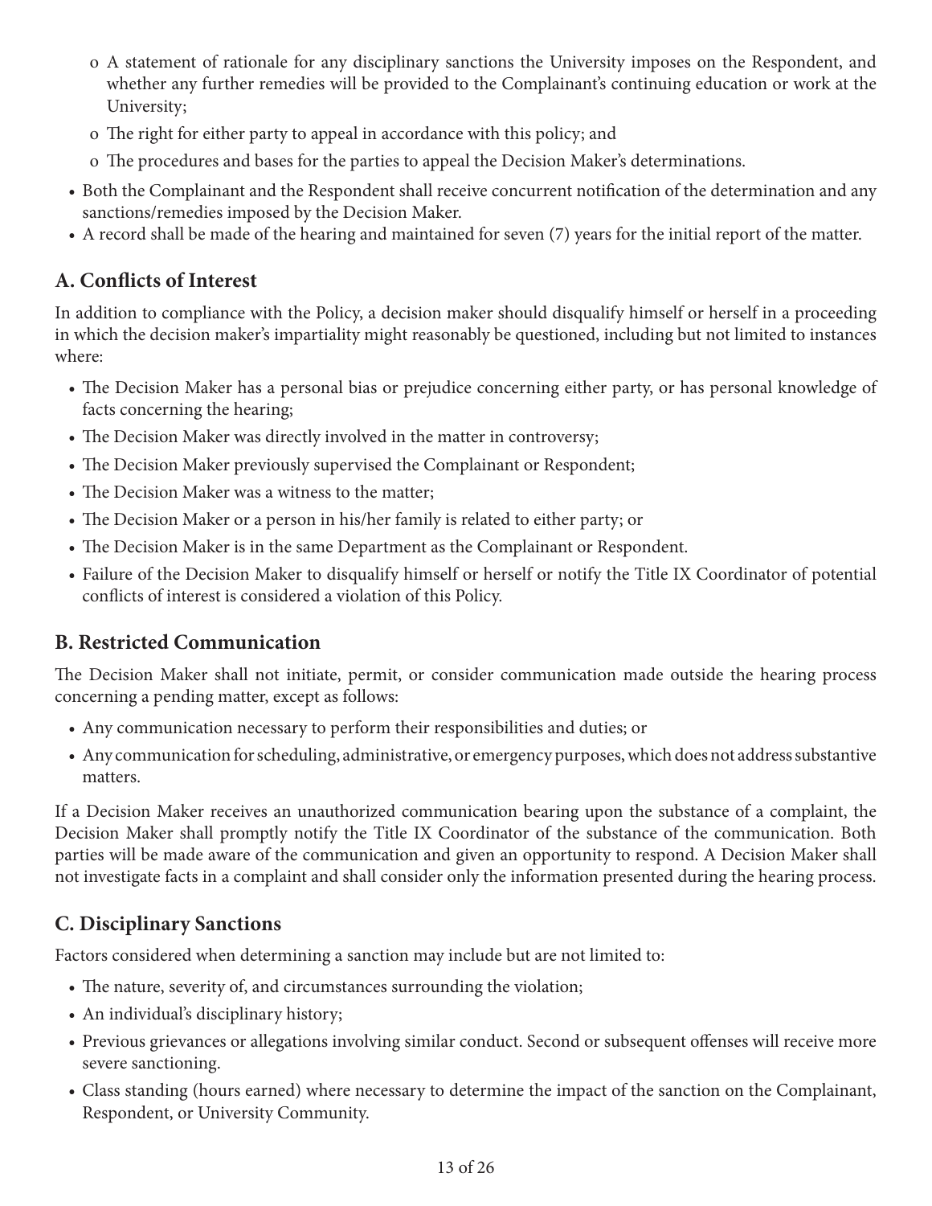- o A statement of rationale for any disciplinary sanctions the University imposes on the Respondent, and whether any further remedies will be provided to the Complainant's continuing education or work at the University;
  - o The right for either party to appeal in accordance with this policy; and
  - o The procedures and bases for the parties to appeal the Decision Maker's determinations.
- Both the Complainant and the Respondent shall receive concurrent notification of the determination and any sanctions/remedies imposed by the Decision Maker.
- A record shall be made of the hearing and maintained for seven (7) years for the initial report of the matter.

## A. Conflicts of Interest

In addition to compliance with the Policy, a decision maker should disqualify himself or herself in a proceeding in which the decision maker's impartiality might reasonably be questioned, including but not limited to instances where:

- The Decision Maker has a personal bias or prejudice concerning either party, or has personal knowledge of facts concerning the hearing;
- The Decision Maker was directly involved in the matter in controversy;
- The Decision Maker previously supervised the Complainant or Respondent;
- The Decision Maker was a witness to the matter;
- The Decision Maker or a person in his/her family is related to either party; or
- The Decision Maker is in the same Department as the Complainant or Respondent.
- Failure of the Decision Maker to disqualify himself or herself or notify the Title IX Coordinator of potential conflicts of interest is considered a violation of this Policy.

## B. Restricted Communication

The Decision Maker shall not initiate, permit, or consider communication made outside the hearing process concerning a pending matter, except as follows:

- Any communication necessary to perform their responsibilities and duties; or
- Any communication for scheduling, administrative, or emergency purposes, which does not address substantive matters.

If a Decision Maker receives an unauthorized communication bearing upon the substance of a complaint, the Decision Maker shall promptly notify the Title IX Coordinator of the substance of the communication. Both parties will be made aware of the communication and given an opportunity to respond. A Decision Maker shall not investigate facts in a complaint and shall consider only the information presented during the hearing process.

## C. Disciplinary Sanctions

Factors considered when determining a sanction may include but are not limited to:

- The nature, severity of, and circumstances surrounding the violation;
- An individual's disciplinary history;
- Previous grievances or allegations involving similar conduct. Second or subsequent offenses will receive more severe sanctioning.
- Class standing (hours earned) where necessary to determine the impact of the sanction on the Complainant, Respondent, or University Community.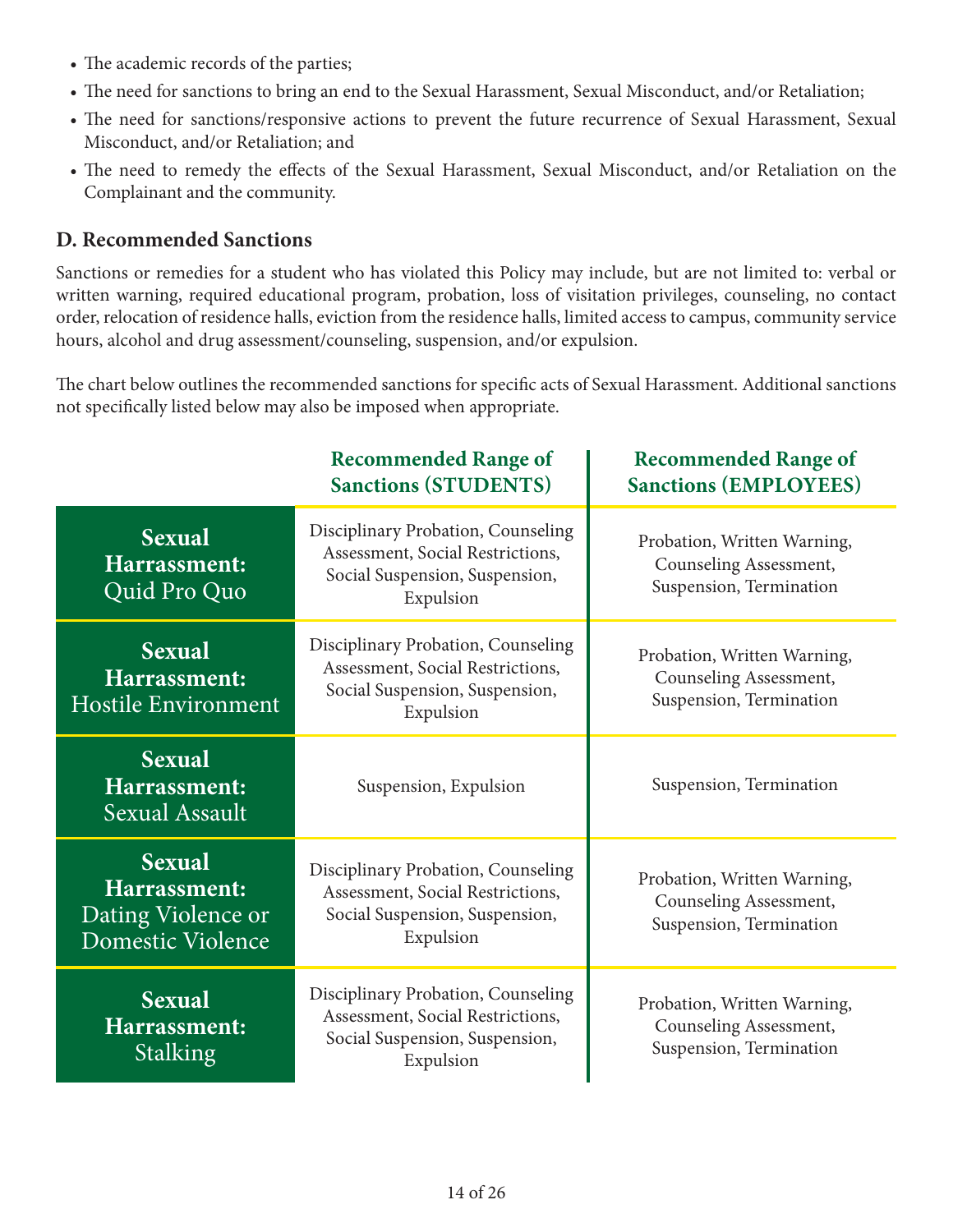- The academic records of the parties;
- The need for sanctions to bring an end to the Sexual Harassment, Sexual Misconduct, and/or Retaliation;
- The need for sanctions/responsive actions to prevent the future recurrence of Sexual Harassment, Sexual Misconduct, and/or Retaliation; and
- The need to remedy the effects of the Sexual Harassment, Sexual Misconduct, and/or Retaliation on the Complainant and the community.

## D. Recommended Sanctions

Sanctions or remedies for a student who has violated this Policy may include, but are not limited to: verbal or written warning, required educational program, probation, loss of visitation privileges, counseling, no contact order, relocation of residence halls, eviction from the residence halls, limited access to campus, community service hours, alcohol and drug assessment/counseling, suspension, and/or expulsion.

The chart below outlines the recommended sanctions for specific acts of Sexual Harassment. Additional sanctions not specifically listed below may also be imposed when appropriate.

| | Recommended Range of Sanctions (STUDENTS) | Recommended Range of Sanctions (EMPLOYEES) |
|---|---|---|
| **Sexual Harrassment:** Quid Pro Quo | Disciplinary Probation, Counseling Assessment, Social Restrictions, Social Suspension, Suspension, Expulsion | Probation, Written Warning, Counseling Assessment, Suspension, Termination |
| **Sexual Harrassment:** Hostile Environment | Disciplinary Probation, Counseling Assessment, Social Restrictions, Social Suspension, Suspension, Expulsion | Probation, Written Warning, Counseling Assessment, Suspension, Termination |
| **Sexual Harrassment:** Sexual Assault | Suspension, Expulsion | Suspension, Termination |
| **Sexual Harrassment:** Dating Violence or Domestic Violence | Disciplinary Probation, Counseling Assessment, Social Restrictions, Social Suspension, Suspension, Expulsion | Probation, Written Warning, Counseling Assessment, Suspension, Termination |
| **Sexual Harrassment:** Stalking | Disciplinary Probation, Counseling Assessment, Social Restrictions, Social Suspension, Suspension, Expulsion | Probation, Written Warning, Counseling Assessment, Suspension, Termination |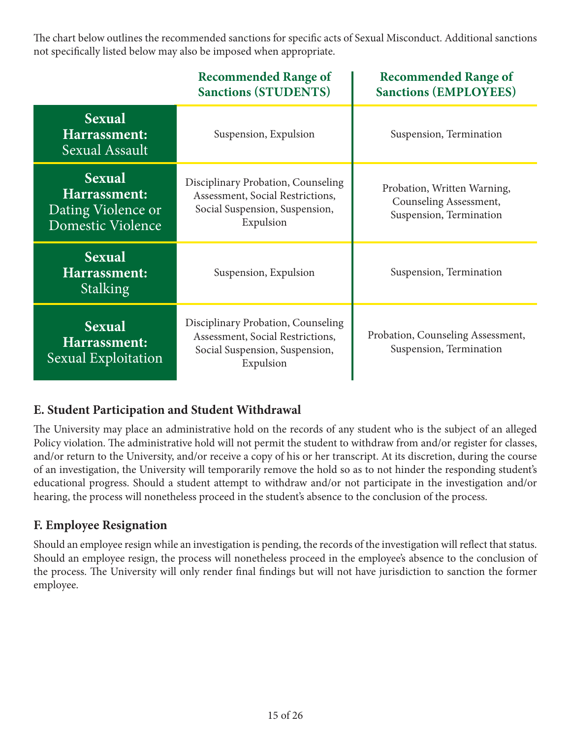The chart below outlines the recommended sanctions for specific acts of Sexual Misconduct. Additional sanctions not specifically listed below may also be imposed when appropriate.

| | Recommended Range of Sanctions (STUDENTS) | Recommended Range of Sanctions (EMPLOYEES) |
|---|---|---|
| **Sexual Harrassment:** Sexual Assault | Suspension, Expulsion | Suspension, Termination |
| **Sexual Harrassment:** Dating Violence or Domestic Violence | Disciplinary Probation, Counseling Assessment, Social Restrictions, Social Suspension, Suspension, Expulsion | Probation, Written Warning, Counseling Assessment, Suspension, Termination |
| **Sexual Harrassment:** Stalking | Suspension, Expulsion | Suspension, Termination |
| **Sexual Harrassment:** Sexual Exploitation | Disciplinary Probation, Counseling Assessment, Social Restrictions, Social Suspension, Suspension, Expulsion | Probation, Counseling Assessment, Suspension, Termination |

## E. Student Participation and Student Withdrawal

The University may place an administrative hold on the records of any student who is the subject of an alleged Policy violation. The administrative hold will not permit the student to withdraw from and/or register for classes, and/or return to the University, and/or receive a copy of his or her transcript. At its discretion, during the course of an investigation, the University will temporarily remove the hold so as to not hinder the responding student's educational progress. Should a student attempt to withdraw and/or not participate in the investigation and/or hearing, the process will nonetheless proceed in the student's absence to the conclusion of the process.

## F. Employee Resignation

Should an employee resign while an investigation is pending, the records of the investigation will reflect that status. Should an employee resign, the process will nonetheless proceed in the employee's absence to the conclusion of the process. The University will only render final findings but will not have jurisdiction to sanction the former employee.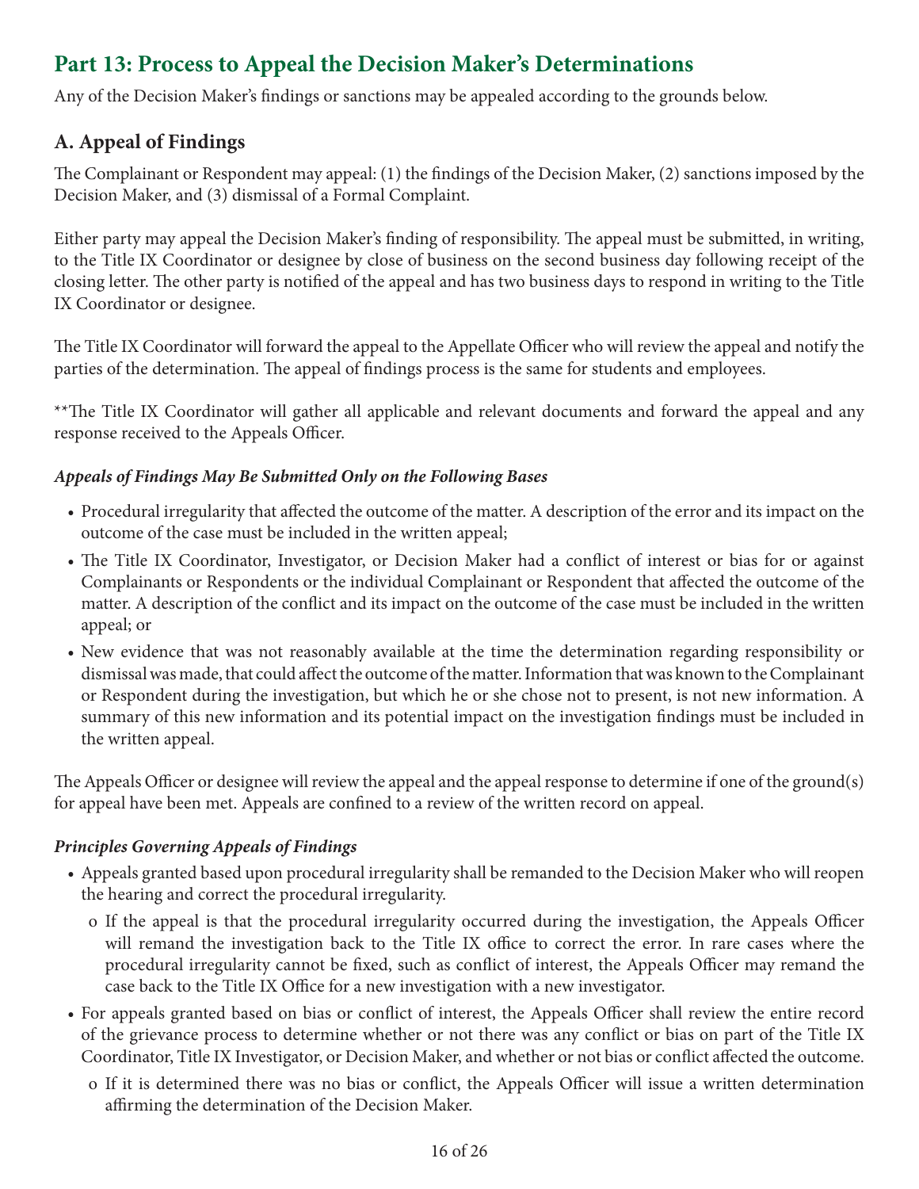## Part 13: Process to Appeal the Decision Maker's Determinations

Any of the Decision Maker's findings or sanctions may be appealed according to the grounds below.

### A. Appeal of Findings

The Complainant or Respondent may appeal: (1) the findings of the Decision Maker, (2) sanctions imposed by the Decision Maker, and (3) dismissal of a Formal Complaint.

Either party may appeal the Decision Maker's finding of responsibility. The appeal must be submitted, in writing, to the Title IX Coordinator or designee by close of business on the second business day following receipt of the closing letter. The other party is notified of the appeal and has two business days to respond in writing to the Title IX Coordinator or designee.

The Title IX Coordinator will forward the appeal to the Appellate Officer who will review the appeal and notify the parties of the determination. The appeal of findings process is the same for students and employees.

**The Title IX Coordinator will gather all applicable and relevant documents and forward the appeal and any response received to the Appeals Officer.

#### *Appeals of Findings May Be Submitted Only on the Following Bases*

- Procedural irregularity that affected the outcome of the matter. A description of the error and its impact on the outcome of the case must be included in the written appeal;
- The Title IX Coordinator, Investigator, or Decision Maker had a conflict of interest or bias for or against Complainants or Respondents or the individual Complainant or Respondent that affected the outcome of the matter. A description of the conflict and its impact on the outcome of the case must be included in the written appeal; or
- New evidence that was not reasonably available at the time the determination regarding responsibility or dismissal was made, that could affect the outcome of the matter. Information that was known to the Complainant or Respondent during the investigation, but which he or she chose not to present, is not new information. A summary of this new information and its potential impact on the investigation findings must be included in the written appeal.

The Appeals Officer or designee will review the appeal and the appeal response to determine if one of the ground(s) for appeal have been met. Appeals are confined to a review of the written record on appeal.

#### *Principles Governing Appeals of Findings*

- Appeals granted based upon procedural irregularity shall be remanded to the Decision Maker who will reopen the hearing and correct the procedural irregularity.
  - If the appeal is that the procedural irregularity occurred during the investigation, the Appeals Officer will remand the investigation back to the Title IX office to correct the error. In rare cases where the procedural irregularity cannot be fixed, such as conflict of interest, the Appeals Officer may remand the case back to the Title IX Office for a new investigation with a new investigator.
- For appeals granted based on bias or conflict of interest, the Appeals Officer shall review the entire record of the grievance process to determine whether or not there was any conflict or bias on part of the Title IX Coordinator, Title IX Investigator, or Decision Maker, and whether or not bias or conflict affected the outcome.
  - If it is determined there was no bias or conflict, the Appeals Officer will issue a written determination affirming the determination of the Decision Maker.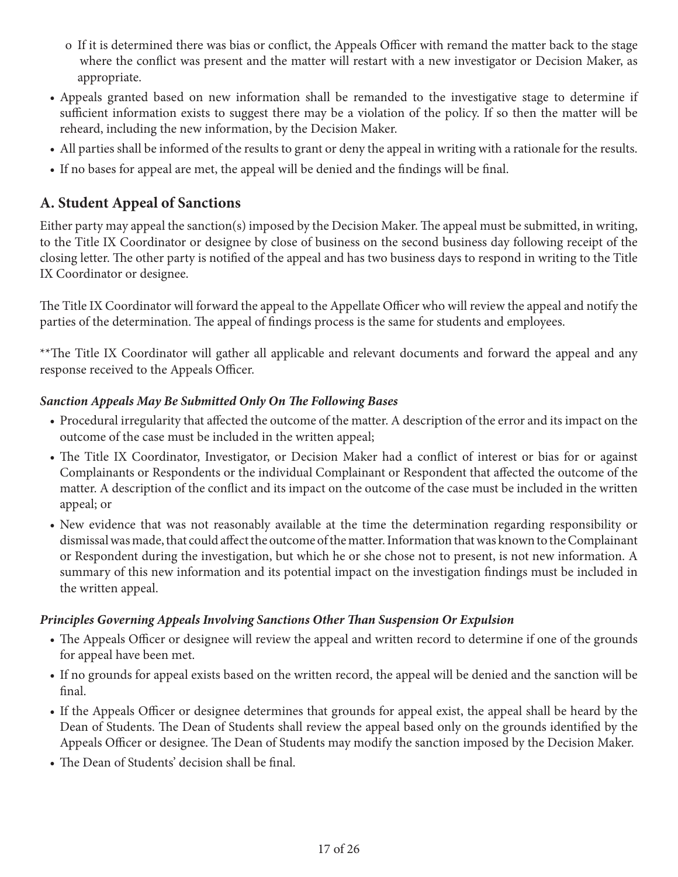- If it is determined there was bias or conflict, the Appeals Officer with remand the matter back to the stage where the conflict was present and the matter will restart with a new investigator or Decision Maker, as appropriate.

- Appeals granted based on new information shall be remanded to the investigative stage to determine if sufficient information exists to suggest there may be a violation of the policy. If so then the matter will be reheard, including the new information, by the Decision Maker.
- All parties shall be informed of the results to grant or deny the appeal in writing with a rationale for the results.
- If no bases for appeal are met, the appeal will be denied and the findings will be final.

## A. Student Appeal of Sanctions

Either party may appeal the sanction(s) imposed by the Decision Maker. The appeal must be submitted, in writing, to the Title IX Coordinator or designee by close of business on the second business day following receipt of the closing letter. The other party is notified of the appeal and has two business days to respond in writing to the Title IX Coordinator or designee.

The Title IX Coordinator will forward the appeal to the Appellate Officer who will review the appeal and notify the parties of the determination. The appeal of findings process is the same for students and employees.

**The Title IX Coordinator will gather all applicable and relevant documents and forward the appeal and any response received to the Appeals Officer.

### *Sanction Appeals May Be Submitted Only On The Following Bases*

- Procedural irregularity that affected the outcome of the matter. A description of the error and its impact on the outcome of the case must be included in the written appeal;
- The Title IX Coordinator, Investigator, or Decision Maker had a conflict of interest or bias for or against Complainants or Respondents or the individual Complainant or Respondent that affected the outcome of the matter. A description of the conflict and its impact on the outcome of the case must be included in the written appeal; or
- New evidence that was not reasonably available at the time the determination regarding responsibility or dismissal was made, that could affect the outcome of the matter. Information that was known to the Complainant or Respondent during the investigation, but which he or she chose not to present, is not new information. A summary of this new information and its potential impact on the investigation findings must be included in the written appeal.

### *Principles Governing Appeals Involving Sanctions Other Than Suspension Or Expulsion*

- The Appeals Officer or designee will review the appeal and written record to determine if one of the grounds for appeal have been met.
- If no grounds for appeal exists based on the written record, the appeal will be denied and the sanction will be final.
- If the Appeals Officer or designee determines that grounds for appeal exist, the appeal shall be heard by the Dean of Students. The Dean of Students shall review the appeal based only on the grounds identified by the Appeals Officer or designee. The Dean of Students may modify the sanction imposed by the Decision Maker.
- The Dean of Students' decision shall be final.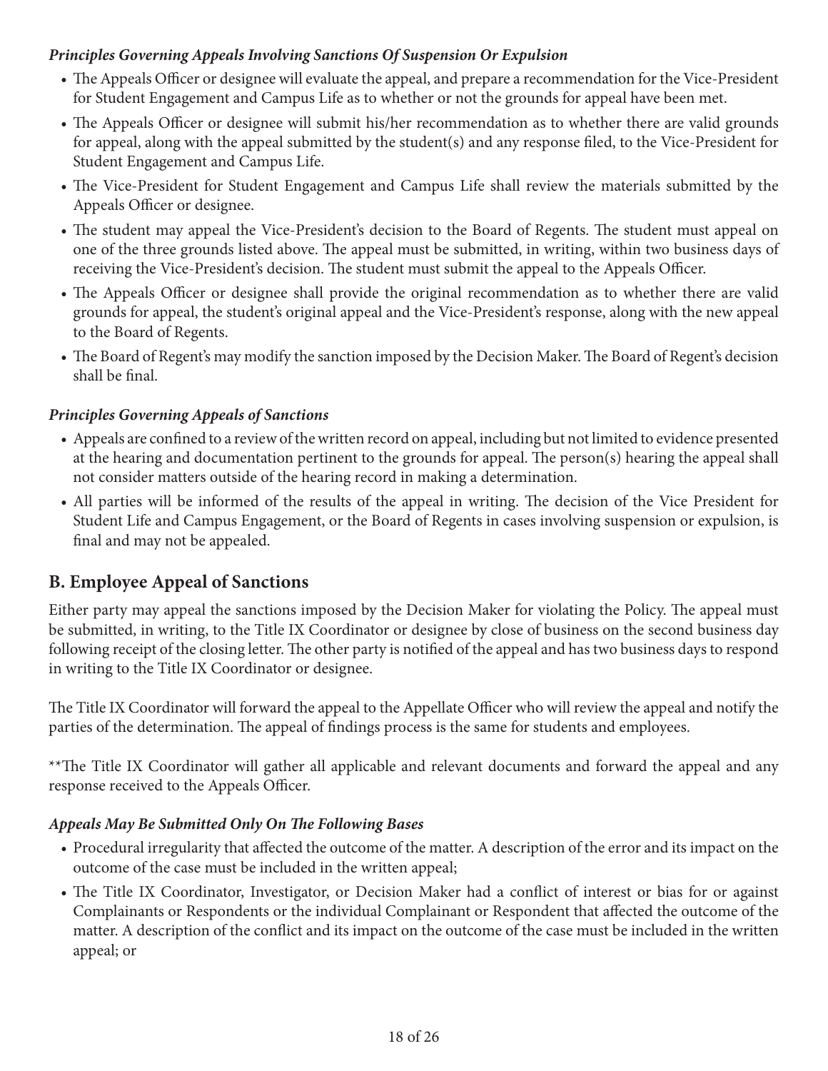#### *Principles Governing Appeals Involving Sanctions Of Suspension Or Expulsion*

- The Appeals Officer or designee will evaluate the appeal, and prepare a recommendation for the Vice-President for Student Engagement and Campus Life as to whether or not the grounds for appeal have been met.
- The Appeals Officer or designee will submit his/her recommendation as to whether there are valid grounds for appeal, along with the appeal submitted by the student(s) and any response filed, to the Vice-President for Student Engagement and Campus Life.
- The Vice-President for Student Engagement and Campus Life shall review the materials submitted by the Appeals Officer or designee.
- The student may appeal the Vice-President's decision to the Board of Regents. The student must appeal on one of the three grounds listed above. The appeal must be submitted, in writing, within two business days of receiving the Vice-President's decision. The student must submit the appeal to the Appeals Officer.
- The Appeals Officer or designee shall provide the original recommendation as to whether there are valid grounds for appeal, the student's original appeal and the Vice-President's response, along with the new appeal to the Board of Regents.
- The Board of Regent's may modify the sanction imposed by the Decision Maker. The Board of Regent's decision shall be final.

#### *Principles Governing Appeals of Sanctions*

- Appeals are confined to a review of the written record on appeal, including but not limited to evidence presented at the hearing and documentation pertinent to the grounds for appeal. The person(s) hearing the appeal shall not consider matters outside of the hearing record in making a determination.
- All parties will be informed of the results of the appeal in writing. The decision of the Vice President for Student Life and Campus Engagement, or the Board of Regents in cases involving suspension or expulsion, is final and may not be appealed.

## B. Employee Appeal of Sanctions

Either party may appeal the sanctions imposed by the Decision Maker for violating the Policy. The appeal must be submitted, in writing, to the Title IX Coordinator or designee by close of business on the second business day following receipt of the closing letter. The other party is notified of the appeal and has two business days to respond in writing to the Title IX Coordinator or designee.

The Title IX Coordinator will forward the appeal to the Appellate Officer who will review the appeal and notify the parties of the determination. The appeal of findings process is the same for students and employees.

**The Title IX Coordinator will gather all applicable and relevant documents and forward the appeal and any response received to the Appeals Officer.

#### *Appeals May Be Submitted Only On The Following Bases*

- Procedural irregularity that affected the outcome of the matter. A description of the error and its impact on the outcome of the case must be included in the written appeal;
- The Title IX Coordinator, Investigator, or Decision Maker had a conflict of interest or bias for or against Complainants or Respondents or the individual Complainant or Respondent that affected the outcome of the matter. A description of the conflict and its impact on the outcome of the case must be included in the written appeal; or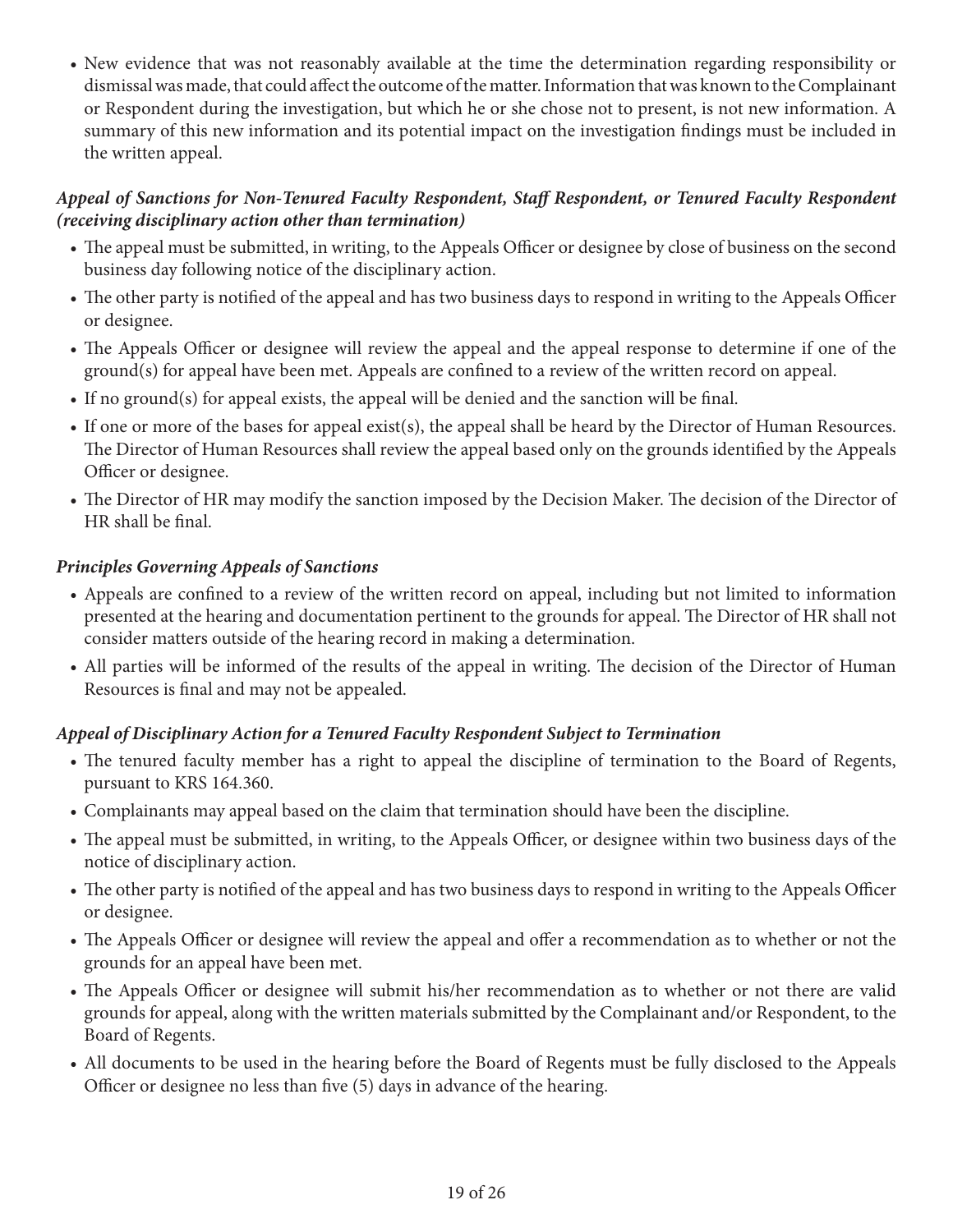- New evidence that was not reasonably available at the time the determination regarding responsibility or dismissal was made, that could affect the outcome of the matter. Information that was known to the Complainant or Respondent during the investigation, but which he or she chose not to present, is not new information. A summary of this new information and its potential impact on the investigation findings must be included in the written appeal.

***Appeal of Sanctions for Non-Tenured Faculty Respondent, Staff Respondent, or Tenured Faculty Respondent (receiving disciplinary action other than termination)***

- The appeal must be submitted, in writing, to the Appeals Officer or designee by close of business on the second business day following notice of the disciplinary action.
- The other party is notified of the appeal and has two business days to respond in writing to the Appeals Officer or designee.
- The Appeals Officer or designee will review the appeal and the appeal response to determine if one of the ground(s) for appeal have been met. Appeals are confined to a review of the written record on appeal.
- If no ground(s) for appeal exists, the appeal will be denied and the sanction will be final.
- If one or more of the bases for appeal exist(s), the appeal shall be heard by the Director of Human Resources. The Director of Human Resources shall review the appeal based only on the grounds identified by the Appeals Officer or designee.
- The Director of HR may modify the sanction imposed by the Decision Maker. The decision of the Director of HR shall be final.

***Principles Governing Appeals of Sanctions***

- Appeals are confined to a review of the written record on appeal, including but not limited to information presented at the hearing and documentation pertinent to the grounds for appeal. The Director of HR shall not consider matters outside of the hearing record in making a determination.
- All parties will be informed of the results of the appeal in writing. The decision of the Director of Human Resources is final and may not be appealed.

***Appeal of Disciplinary Action for a Tenured Faculty Respondent Subject to Termination***

- The tenured faculty member has a right to appeal the discipline of termination to the Board of Regents, pursuant to KRS 164.360.
- Complainants may appeal based on the claim that termination should have been the discipline.
- The appeal must be submitted, in writing, to the Appeals Officer, or designee within two business days of the notice of disciplinary action.
- The other party is notified of the appeal and has two business days to respond in writing to the Appeals Officer or designee.
- The Appeals Officer or designee will review the appeal and offer a recommendation as to whether or not the grounds for an appeal have been met.
- The Appeals Officer or designee will submit his/her recommendation as to whether or not there are valid grounds for appeal, along with the written materials submitted by the Complainant and/or Respondent, to the Board of Regents.
- All documents to be used in the hearing before the Board of Regents must be fully disclosed to the Appeals Officer or designee no less than five (5) days in advance of the hearing.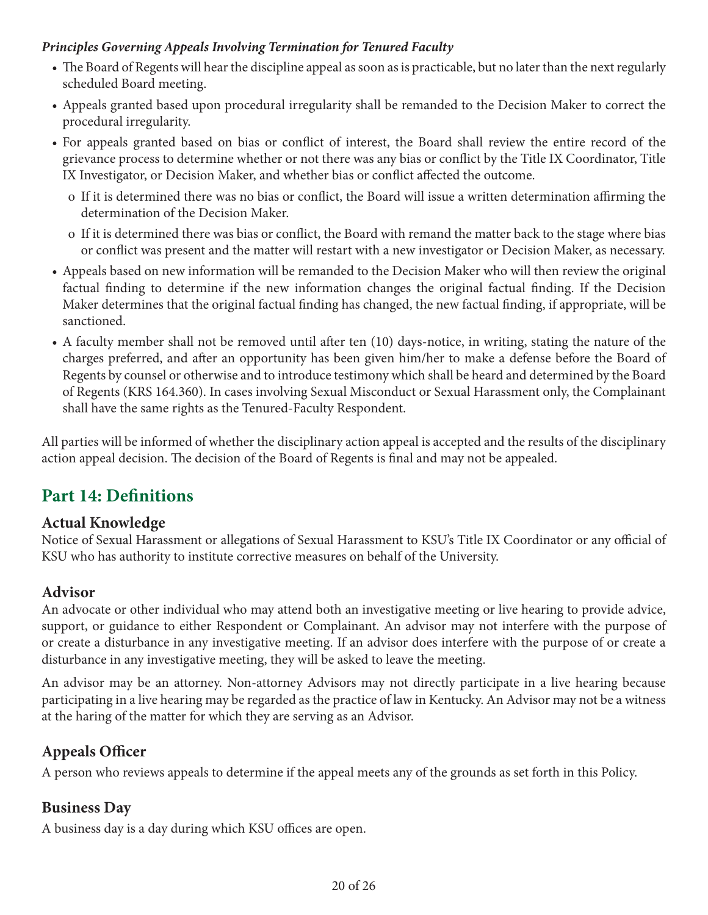***Principles Governing Appeals Involving Termination for Tenured Faculty***

- The Board of Regents will hear the discipline appeal as soon as is practicable, but no later than the next regularly scheduled Board meeting.
- Appeals granted based upon procedural irregularity shall be remanded to the Decision Maker to correct the procedural irregularity.
- For appeals granted based on bias or conflict of interest, the Board shall review the entire record of the grievance process to determine whether or not there was any bias or conflict by the Title IX Coordinator, Title IX Investigator, or Decision Maker, and whether bias or conflict affected the outcome.
  - o If it is determined there was no bias or conflict, the Board will issue a written determination affirming the determination of the Decision Maker.
  - o If it is determined there was bias or conflict, the Board with remand the matter back to the stage where bias or conflict was present and the matter will restart with a new investigator or Decision Maker, as necessary.
- Appeals based on new information will be remanded to the Decision Maker who will then review the original factual finding to determine if the new information changes the original factual finding. If the Decision Maker determines that the original factual finding has changed, the new factual finding, if appropriate, will be sanctioned.
- A faculty member shall not be removed until after ten (10) days-notice, in writing, stating the nature of the charges preferred, and after an opportunity has been given him/her to make a defense before the Board of Regents by counsel or otherwise and to introduce testimony which shall be heard and determined by the Board of Regents (KRS 164.360). In cases involving Sexual Misconduct or Sexual Harassment only, the Complainant shall have the same rights as the Tenured-Faculty Respondent.

All parties will be informed of whether the disciplinary action appeal is accepted and the results of the disciplinary action appeal decision. The decision of the Board of Regents is final and may not be appealed.

## Part 14: Definitions

### Actual Knowledge

Notice of Sexual Harassment or allegations of Sexual Harassment to KSU's Title IX Coordinator or any official of KSU who has authority to institute corrective measures on behalf of the University.

### Advisor

An advocate or other individual who may attend both an investigative meeting or live hearing to provide advice, support, or guidance to either Respondent or Complainant. An advisor may not interfere with the purpose of or create a disturbance in any investigative meeting. If an advisor does interfere with the purpose of or create a disturbance in any investigative meeting, they will be asked to leave the meeting.

An advisor may be an attorney. Non-attorney Advisors may not directly participate in a live hearing because participating in a live hearing may be regarded as the practice of law in Kentucky. An Advisor may not be a witness at the haring of the matter for which they are serving as an Advisor.

### Appeals Officer

A person who reviews appeals to determine if the appeal meets any of the grounds as set forth in this Policy.

### Business Day

A business day is a day during which KSU offices are open.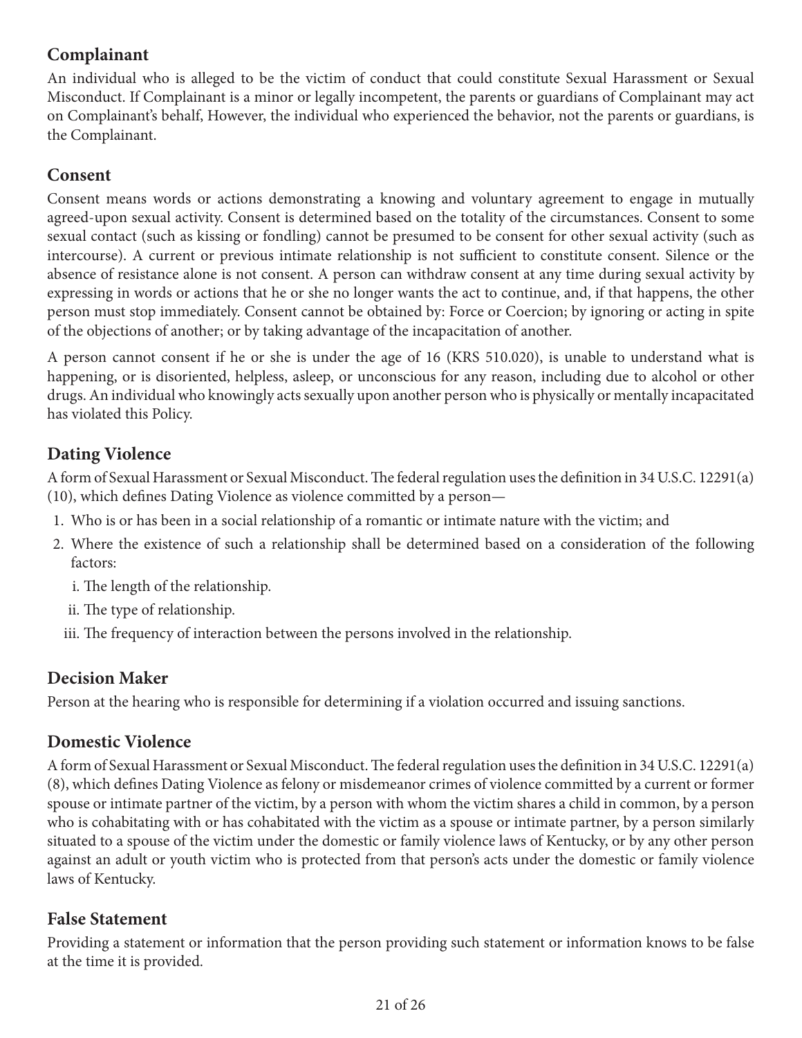## Complainant

An individual who is alleged to be the victim of conduct that could constitute Sexual Harassment or Sexual Misconduct. If Complainant is a minor or legally incompetent, the parents or guardians of Complainant may act on Complainant's behalf, However, the individual who experienced the behavior, not the parents or guardians, is the Complainant.

## Consent

Consent means words or actions demonstrating a knowing and voluntary agreement to engage in mutually agreed-upon sexual activity. Consent is determined based on the totality of the circumstances. Consent to some sexual contact (such as kissing or fondling) cannot be presumed to be consent for other sexual activity (such as intercourse). A current or previous intimate relationship is not sufficient to constitute consent. Silence or the absence of resistance alone is not consent. A person can withdraw consent at any time during sexual activity by expressing in words or actions that he or she no longer wants the act to continue, and, if that happens, the other person must stop immediately. Consent cannot be obtained by: Force or Coercion; by ignoring or acting in spite of the objections of another; or by taking advantage of the incapacitation of another.

A person cannot consent if he or she is under the age of 16 (KRS 510.020), is unable to understand what is happening, or is disoriented, helpless, asleep, or unconscious for any reason, including due to alcohol or other drugs. An individual who knowingly acts sexually upon another person who is physically or mentally incapacitated has violated this Policy.

## Dating Violence

A form of Sexual Harassment or Sexual Misconduct. The federal regulation uses the definition in 34 U.S.C. 12291(a)(10), which defines Dating Violence as violence committed by a person—

1. Who is or has been in a social relationship of a romantic or intimate nature with the victim; and
2. Where the existence of such a relationship shall be determined based on a consideration of the following factors:
   i. The length of the relationship.
   ii. The type of relationship.
   iii. The frequency of interaction between the persons involved in the relationship.

## Decision Maker

Person at the hearing who is responsible for determining if a violation occurred and issuing sanctions.

## Domestic Violence

A form of Sexual Harassment or Sexual Misconduct. The federal regulation uses the definition in 34 U.S.C. 12291(a)(8), which defines Dating Violence as felony or misdemeanor crimes of violence committed by a current or former spouse or intimate partner of the victim, by a person with whom the victim shares a child in common, by a person who is cohabitating with or has cohabitated with the victim as a spouse or intimate partner, by a person similarly situated to a spouse of the victim under the domestic or family violence laws of Kentucky, or by any other person against an adult or youth victim who is protected from that person's acts under the domestic or family violence laws of Kentucky.

## False Statement

Providing a statement or information that the person providing such statement or information knows to be false at the time it is provided.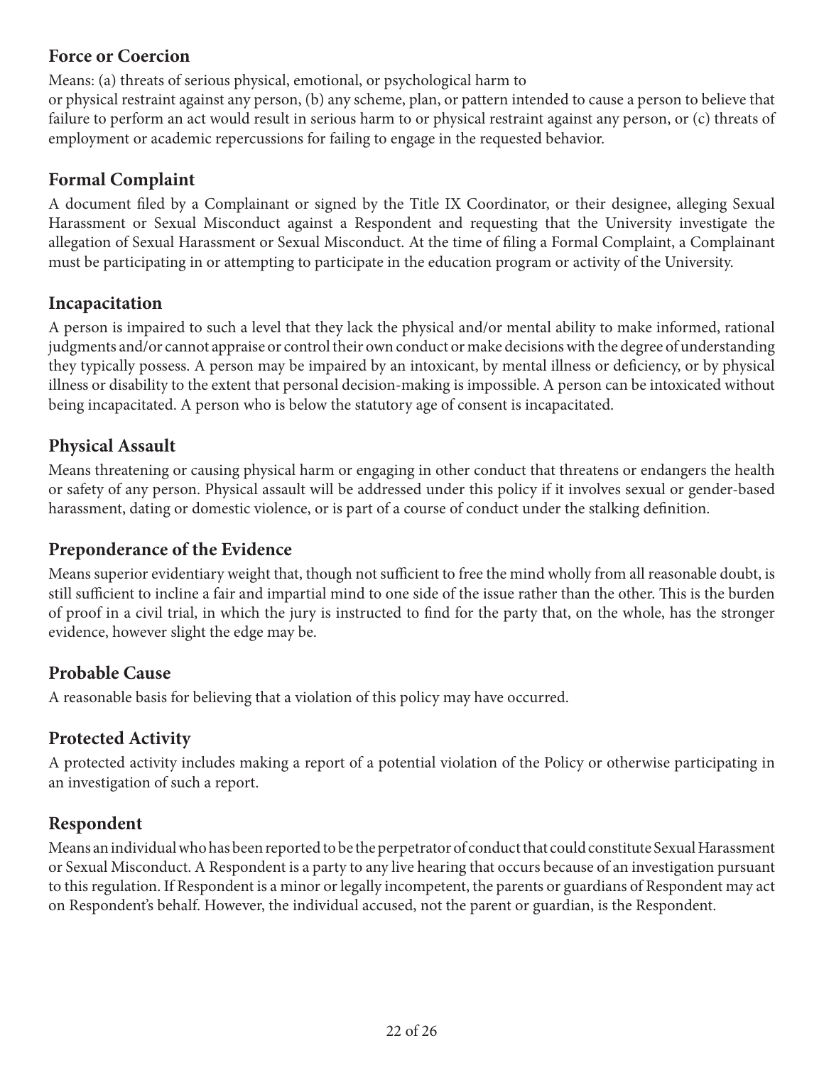## Force or Coercion

Means: (a) threats of serious physical, emotional, or psychological harm to or physical restraint against any person, (b) any scheme, plan, or pattern intended to cause a person to believe that failure to perform an act would result in serious harm to or physical restraint against any person, or (c) threats of employment or academic repercussions for failing to engage in the requested behavior.

## Formal Complaint

A document filed by a Complainant or signed by the Title IX Coordinator, or their designee, alleging Sexual Harassment or Sexual Misconduct against a Respondent and requesting that the University investigate the allegation of Sexual Harassment or Sexual Misconduct. At the time of filing a Formal Complaint, a Complainant must be participating in or attempting to participate in the education program or activity of the University.

## Incapacitation

A person is impaired to such a level that they lack the physical and/or mental ability to make informed, rational judgments and/or cannot appraise or control their own conduct or make decisions with the degree of understanding they typically possess. A person may be impaired by an intoxicant, by mental illness or deficiency, or by physical illness or disability to the extent that personal decision-making is impossible. A person can be intoxicated without being incapacitated. A person who is below the statutory age of consent is incapacitated.

## Physical Assault

Means threatening or causing physical harm or engaging in other conduct that threatens or endangers the health or safety of any person. Physical assault will be addressed under this policy if it involves sexual or gender-based harassment, dating or domestic violence, or is part of a course of conduct under the stalking definition.

## Preponderance of the Evidence

Means superior evidentiary weight that, though not sufficient to free the mind wholly from all reasonable doubt, is still sufficient to incline a fair and impartial mind to one side of the issue rather than the other. This is the burden of proof in a civil trial, in which the jury is instructed to find for the party that, on the whole, has the stronger evidence, however slight the edge may be.

## Probable Cause

A reasonable basis for believing that a violation of this policy may have occurred.

## Protected Activity

A protected activity includes making a report of a potential violation of the Policy or otherwise participating in an investigation of such a report.

## Respondent

Means an individual who has been reported to be the perpetrator of conduct that could constitute Sexual Harassment or Sexual Misconduct. A Respondent is a party to any live hearing that occurs because of an investigation pursuant to this regulation. If Respondent is a minor or legally incompetent, the parents or guardians of Respondent may act on Respondent's behalf. However, the individual accused, not the parent or guardian, is the Respondent.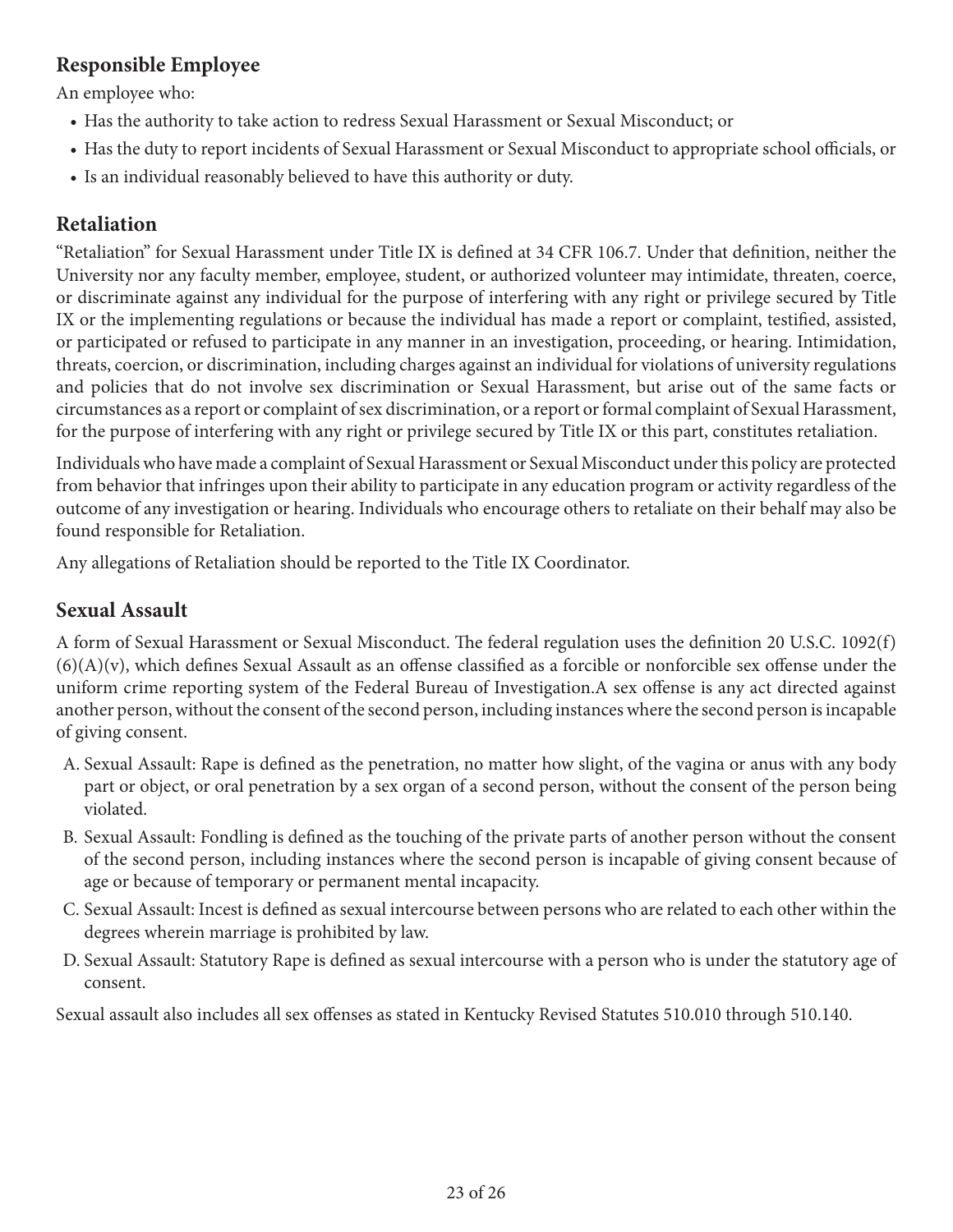## Responsible Employee

An employee who:

- Has the authority to take action to redress Sexual Harassment or Sexual Misconduct; or
- Has the duty to report incidents of Sexual Harassment or Sexual Misconduct to appropriate school officials, or
- Is an individual reasonably believed to have this authority or duty.

## Retaliation

"Retaliation" for Sexual Harassment under Title IX is defined at 34 CFR 106.7. Under that definition, neither the University nor any faculty member, employee, student, or authorized volunteer may intimidate, threaten, coerce, or discriminate against any individual for the purpose of interfering with any right or privilege secured by Title IX or the implementing regulations or because the individual has made a report or complaint, testified, assisted, or participated or refused to participate in any manner in an investigation, proceeding, or hearing. Intimidation, threats, coercion, or discrimination, including charges against an individual for violations of university regulations and policies that do not involve sex discrimination or Sexual Harassment, but arise out of the same facts or circumstances as a report or complaint of sex discrimination, or a report or formal complaint of Sexual Harassment, for the purpose of interfering with any right or privilege secured by Title IX or this part, constitutes retaliation.

Individuals who have made a complaint of Sexual Harassment or Sexual Misconduct under this policy are protected from behavior that infringes upon their ability to participate in any education program or activity regardless of the outcome of any investigation or hearing. Individuals who encourage others to retaliate on their behalf may also be found responsible for Retaliation.

Any allegations of Retaliation should be reported to the Title IX Coordinator.

## Sexual Assault

A form of Sexual Harassment or Sexual Misconduct. The federal regulation uses the definition 20 U.S.C. 1092(f)(6)(A)(v), which defines Sexual Assault as an offense classified as a forcible or nonforcible sex offense under the uniform crime reporting system of the Federal Bureau of Investigation.A sex offense is any act directed against another person, without the consent of the second person, including instances where the second person is incapable of giving consent.

A. Sexual Assault: Rape is defined as the penetration, no matter how slight, of the vagina or anus with any body part or object, or oral penetration by a sex organ of a second person, without the consent of the person being violated.
B. Sexual Assault: Fondling is defined as the touching of the private parts of another person without the consent of the second person, including instances where the second person is incapable of giving consent because of age or because of temporary or permanent mental incapacity.
C. Sexual Assault: Incest is defined as sexual intercourse between persons who are related to each other within the degrees wherein marriage is prohibited by law.
D. Sexual Assault: Statutory Rape is defined as sexual intercourse with a person who is under the statutory age of consent.

Sexual assault also includes all sex offenses as stated in Kentucky Revised Statutes 510.010 through 510.140.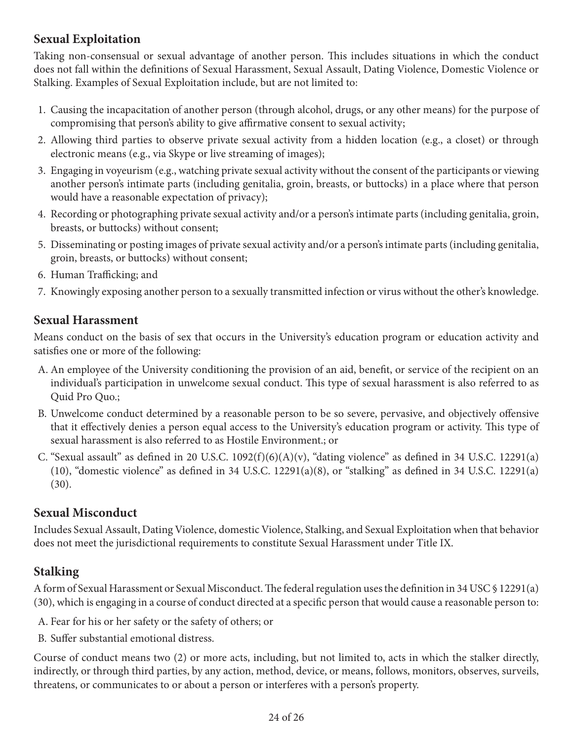## Sexual Exploitation

Taking non-consensual or sexual advantage of another person. This includes situations in which the conduct does not fall within the definitions of Sexual Harassment, Sexual Assault, Dating Violence, Domestic Violence or Stalking. Examples of Sexual Exploitation include, but are not limited to:

1. Causing the incapacitation of another person (through alcohol, drugs, or any other means) for the purpose of compromising that person's ability to give affirmative consent to sexual activity;
2. Allowing third parties to observe private sexual activity from a hidden location (e.g., a closet) or through electronic means (e.g., via Skype or live streaming of images);
3. Engaging in voyeurism (e.g., watching private sexual activity without the consent of the participants or viewing another person's intimate parts (including genitalia, groin, breasts, or buttocks) in a place where that person would have a reasonable expectation of privacy);
4. Recording or photographing private sexual activity and/or a person's intimate parts (including genitalia, groin, breasts, or buttocks) without consent;
5. Disseminating or posting images of private sexual activity and/or a person's intimate parts (including genitalia, groin, breasts, or buttocks) without consent;
6. Human Trafficking; and
7. Knowingly exposing another person to a sexually transmitted infection or virus without the other's knowledge.

## Sexual Harassment

Means conduct on the basis of sex that occurs in the University's education program or education activity and satisfies one or more of the following:

A. An employee of the University conditioning the provision of an aid, benefit, or service of the recipient on an individual's participation in unwelcome sexual conduct. This type of sexual harassment is also referred to as Quid Pro Quo.;

B. Unwelcome conduct determined by a reasonable person to be so severe, pervasive, and objectively offensive that it effectively denies a person equal access to the University's education program or activity. This type of sexual harassment is also referred to as Hostile Environment.; or

C. "Sexual assault" as defined in 20 U.S.C. 1092(f)(6)(A)(v), "dating violence" as defined in 34 U.S.C. 12291(a)(10), "domestic violence" as defined in 34 U.S.C. 12291(a)(8), or "stalking" as defined in 34 U.S.C. 12291(a)(30).

## Sexual Misconduct

Includes Sexual Assault, Dating Violence, domestic Violence, Stalking, and Sexual Exploitation when that behavior does not meet the jurisdictional requirements to constitute Sexual Harassment under Title IX.

## Stalking

A form of Sexual Harassment or Sexual Misconduct. The federal regulation uses the definition in 34 USC § 12291(a)(30), which is engaging in a course of conduct directed at a specific person that would cause a reasonable person to:

A. Fear for his or her safety or the safety of others; or

B. Suffer substantial emotional distress.

Course of conduct means two (2) or more acts, including, but not limited to, acts in which the stalker directly, indirectly, or through third parties, by any action, method, device, or means, follows, monitors, observes, surveils, threatens, or communicates to or about a person or interferes with a person's property.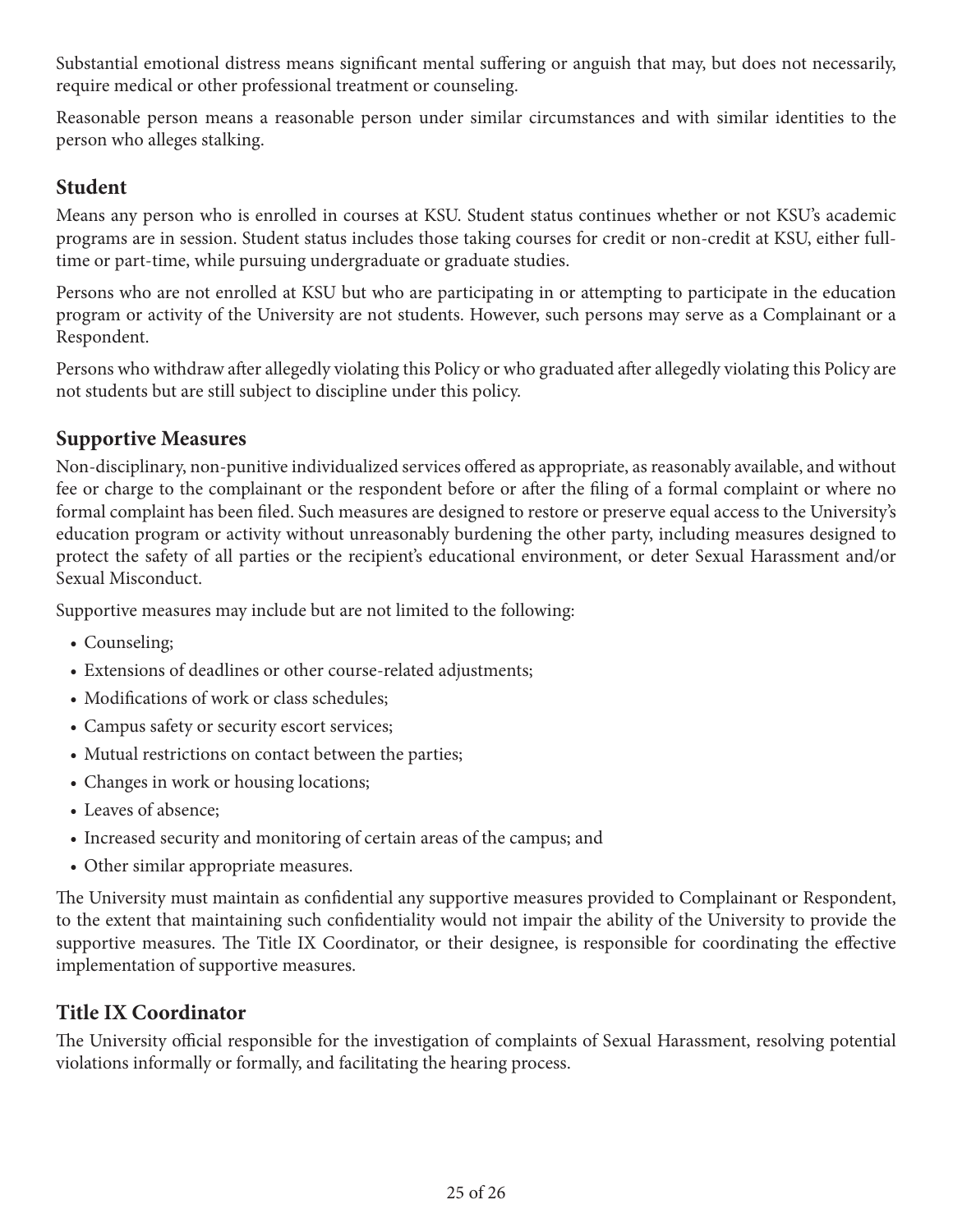Substantial emotional distress means significant mental suffering or anguish that may, but does not necessarily, require medical or other professional treatment or counseling.

Reasonable person means a reasonable person under similar circumstances and with similar identities to the person who alleges stalking.

## Student

Means any person who is enrolled in courses at KSU. Student status continues whether or not KSU's academic programs are in session. Student status includes those taking courses for credit or non-credit at KSU, either full-time or part-time, while pursuing undergraduate or graduate studies.

Persons who are not enrolled at KSU but who are participating in or attempting to participate in the education program or activity of the University are not students. However, such persons may serve as a Complainant or a Respondent.

Persons who withdraw after allegedly violating this Policy or who graduated after allegedly violating this Policy are not students but are still subject to discipline under this policy.

## Supportive Measures

Non-disciplinary, non-punitive individualized services offered as appropriate, as reasonably available, and without fee or charge to the complainant or the respondent before or after the filing of a formal complaint or where no formal complaint has been filed. Such measures are designed to restore or preserve equal access to the University's education program or activity without unreasonably burdening the other party, including measures designed to protect the safety of all parties or the recipient's educational environment, or deter Sexual Harassment and/or Sexual Misconduct.

Supportive measures may include but are not limited to the following:

- Counseling;
- Extensions of deadlines or other course-related adjustments;
- Modifications of work or class schedules;
- Campus safety or security escort services;
- Mutual restrictions on contact between the parties;
- Changes in work or housing locations;
- Leaves of absence;
- Increased security and monitoring of certain areas of the campus; and
- Other similar appropriate measures.

The University must maintain as confidential any supportive measures provided to Complainant or Respondent, to the extent that maintaining such confidentiality would not impair the ability of the University to provide the supportive measures. The Title IX Coordinator, or their designee, is responsible for coordinating the effective implementation of supportive measures.

## Title IX Coordinator

The University official responsible for the investigation of complaints of Sexual Harassment, resolving potential violations informally or formally, and facilitating the hearing process.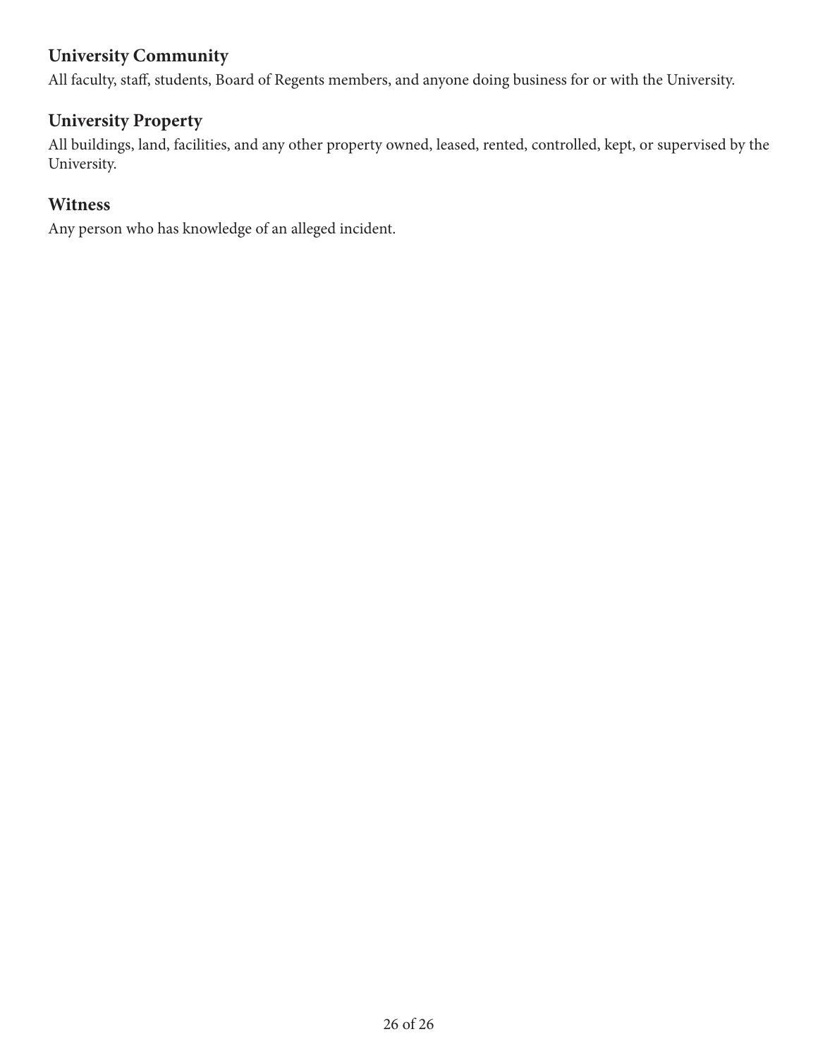### University Community

All faculty, staff, students, Board of Regents members, and anyone doing business for or with the University.

### University Property

All buildings, land, facilities, and any other property owned, leased, rented, controlled, kept, or supervised by the University.

### Witness

Any person who has knowledge of an alleged incident.